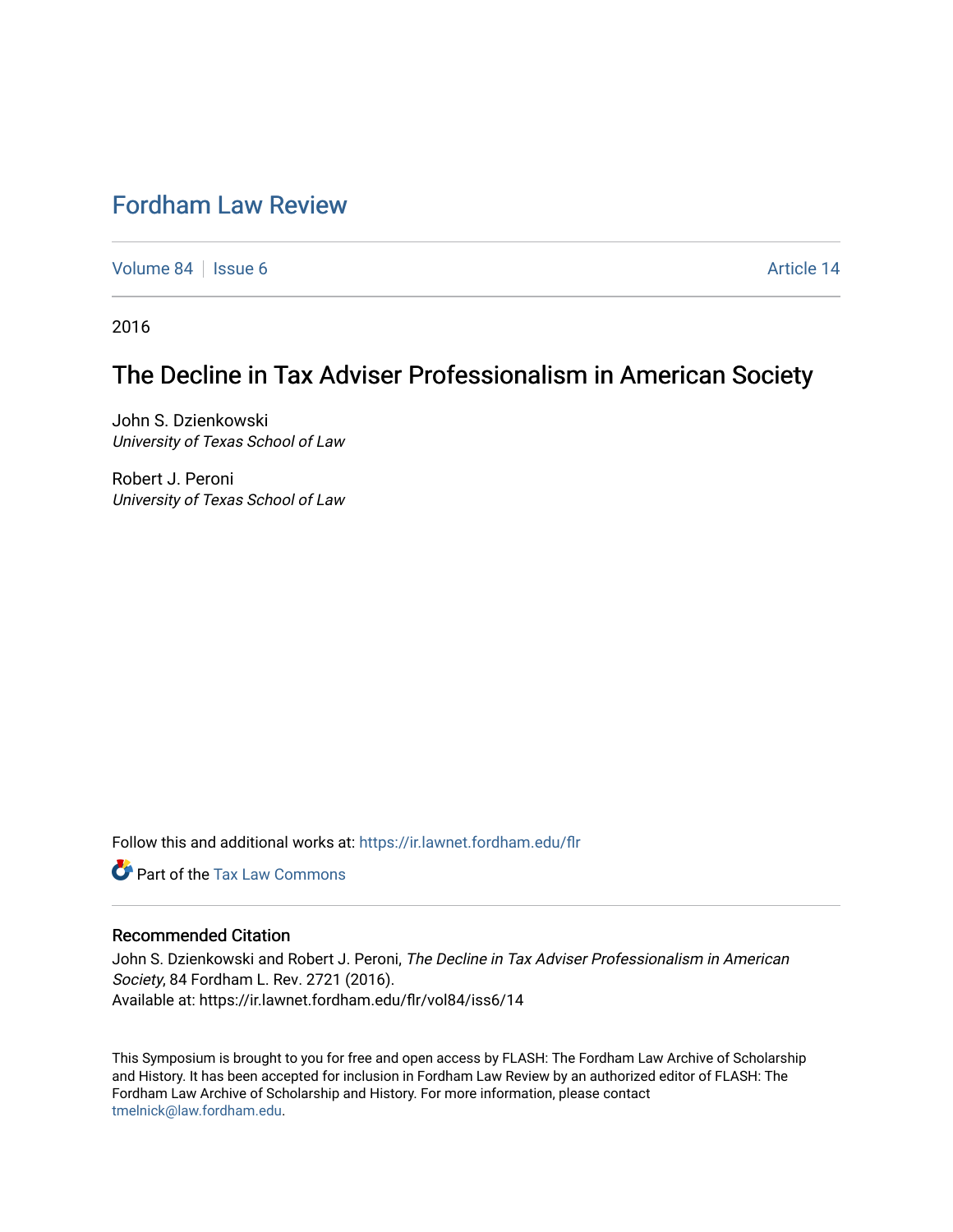# Fordham Law Review

Volume 84 | Issue 6 Article 14

2016

## The Decline in Tax Adviser Professionalism in American Society

John S. Dzienkowski
*University of Texas School of Law*

Robert J. Peroni
*University of Texas School of Law*

Follow this and additional works at: https://ir.lawnet.fordham.edu/flr

Part of the Tax Law Commons

### Recommended Citation

John S. Dzienkowski and Robert J. Peroni, *The Decline in Tax Adviser Professionalism in American Society*, 84 Fordham L. Rev. 2721 (2016).
Available at: https://ir.lawnet.fordham.edu/flr/vol84/iss6/14

This Symposium is brought to you for free and open access by FLASH: The Fordham Law Archive of Scholarship and History. It has been accepted for inclusion in Fordham Law Review by an authorized editor of FLASH: The Fordham Law Archive of Scholarship and History. For more information, please contact tmelnick@law.fordham.edu.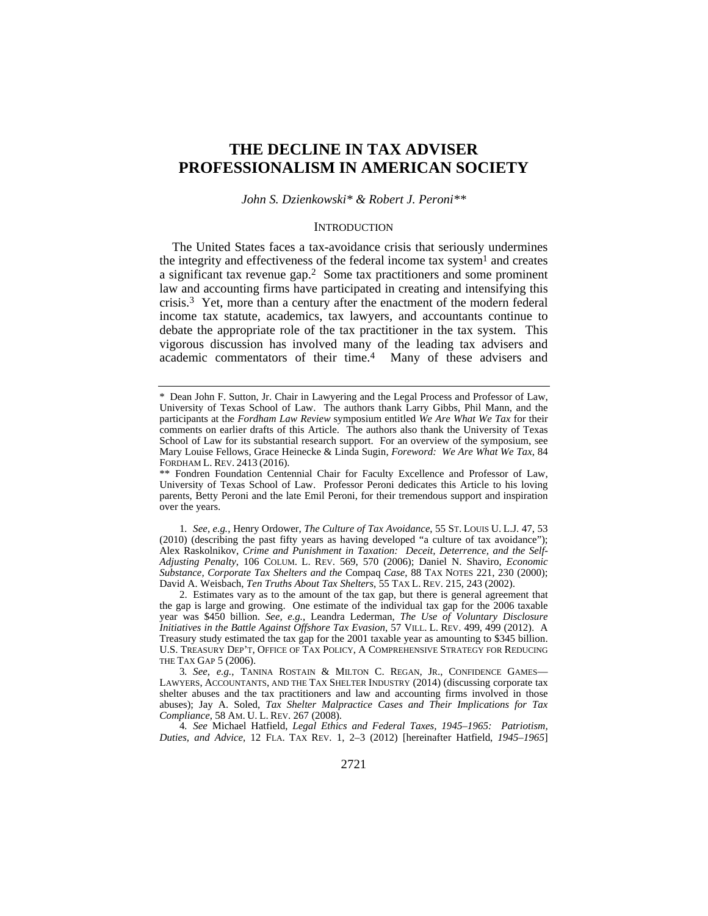# THE DECLINE IN TAX ADVISER PROFESSIONALISM IN AMERICAN SOCIETY

*John S. Dzienkowski\* & Robert J. Peroni\*\**

## INTRODUCTION

The United States faces a tax-avoidance crisis that seriously undermines the integrity and effectiveness of the federal income tax system[1] and creates a significant tax revenue gap.[2] Some tax practitioners and some prominent law and accounting firms have participated in creating and intensifying this crisis.[3] Yet, more than a century after the enactment of the modern federal income tax statute, academics, tax lawyers, and accountants continue to debate the appropriate role of the tax practitioner in the tax system. This vigorous discussion has involved many of the leading tax advisers and academic commentators of their time.[4] Many of these advisers and

---

\* Dean John F. Sutton, Jr. Chair in Lawyering and the Legal Process and Professor of Law, University of Texas School of Law. The authors thank Larry Gibbs, Phil Mann, and the participants at the *Fordham Law Review* symposium entitled *We Are What We Tax* for their comments on earlier drafts of this Article. The authors also thank the University of Texas School of Law for its substantial research support. For an overview of the symposium, see Mary Louise Fellows, Grace Heinecke & Linda Sugin, *Foreword: We Are What We Tax*, 84 FORDHAM L. REV. 2413 (2016).

\*\* Fondren Foundation Centennial Chair for Faculty Excellence and Professor of Law, University of Texas School of Law. Professor Peroni dedicates this Article to his loving parents, Betty Peroni and the late Emil Peroni, for their tremendous support and inspiration over the years.

1. *See, e.g.*, Henry Ordower, *The Culture of Tax Avoidance*, 55 ST. LOUIS U. L.J. 47, 53 (2010) (describing the past fifty years as having developed "a culture of tax avoidance"); Alex Raskolnikov, *Crime and Punishment in Taxation: Deceit, Deterrence, and the Self-Adjusting Penalty*, 106 COLUM. L. REV. 569, 570 (2006); Daniel N. Shaviro, *Economic Substance, Corporate Tax Shelters and the* Compaq *Case*, 88 TAX NOTES 221, 230 (2000); David A. Weisbach, *Ten Truths About Tax Shelters*, 55 TAX L. REV. 215, 243 (2002).

2. Estimates vary as to the amount of the tax gap, but there is general agreement that the gap is large and growing. One estimate of the individual tax gap for the 2006 taxable year was $450 billion. *See, e.g.*, Leandra Lederman, *The Use of Voluntary Disclosure Initiatives in the Battle Against Offshore Tax Evasion*, 57 VILL. L. REV. 499, 499 (2012). A Treasury study estimated the tax gap for the 2001 taxable year as amounting to $345 billion. U.S. TREASURY DEP'T, OFFICE OF TAX POLICY, A COMPREHENSIVE STRATEGY FOR REDUCING THE TAX GAP 5 (2006).

3. *See, e.g.*, TANINA ROSTAIN & MILTON C. REGAN, JR., CONFIDENCE GAMES—LAWYERS, ACCOUNTANTS, AND THE TAX SHELTER INDUSTRY (2014) (discussing corporate tax shelter abuses and the tax practitioners and law and accounting firms involved in those abuses); Jay A. Soled, *Tax Shelter Malpractice Cases and Their Implications for Tax Compliance*, 58 AM. U. L. REV. 267 (2008).

4. *See* Michael Hatfield, *Legal Ethics and Federal Taxes, 1945–1965: Patriotism, Duties, and Advice*, 12 FLA. TAX REV. 1, 2–3 (2012) [hereinafter Hatfield, *1945–1965*]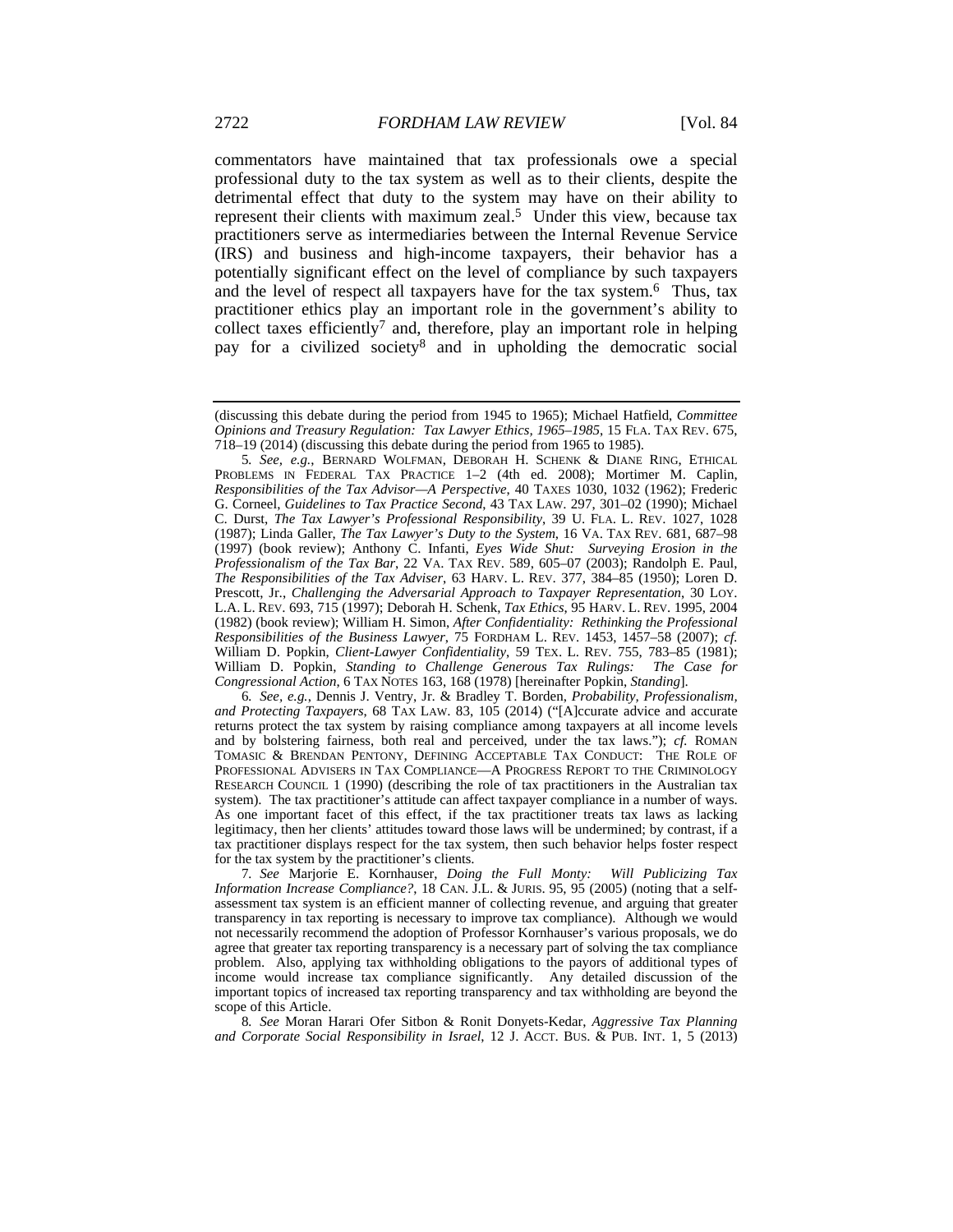commentators have maintained that tax professionals owe a special professional duty to the tax system as well as to their clients, despite the detrimental effect that duty to the system may have on their ability to represent their clients with maximum zeal.[5] Under this view, because tax practitioners serve as intermediaries between the Internal Revenue Service (IRS) and business and high-income taxpayers, their behavior has a potentially significant effect on the level of compliance by such taxpayers and the level of respect all taxpayers have for the tax system.[6] Thus, tax practitioner ethics play an important role in the government's ability to collect taxes efficiently[7] and, therefore, play an important role in helping pay for a civilized society[8] and in upholding the democratic social

---

(discussing this debate during the period from 1945 to 1965); Michael Hatfield, *Committee Opinions and Treasury Regulation: Tax Lawyer Ethics, 1965–1985*, 15 FLA. TAX REV. 675, 718–19 (2014) (discussing this debate during the period from 1965 to 1985).

5. *See, e.g.*, BERNARD WOLFMAN, DEBORAH H. SCHENK & DIANE RING, ETHICAL PROBLEMS IN FEDERAL TAX PRACTICE 1–2 (4th ed. 2008); Mortimer M. Caplin, *Responsibilities of the Tax Advisor—A Perspective*, 40 TAXES 1030, 1032 (1962); Frederic G. Corneel, *Guidelines to Tax Practice Second*, 43 TAX LAW. 297, 301–02 (1990); Michael C. Durst, *The Tax Lawyer's Professional Responsibility*, 39 U. FLA. L. REV. 1027, 1028 (1987); Linda Galler, *The Tax Lawyer's Duty to the System*, 16 VA. TAX REV. 681, 687–98 (1997) (book review); Anthony C. Infanti, *Eyes Wide Shut: Surveying Erosion in the Professionalism of the Tax Bar*, 22 VA. TAX REV. 589, 605–07 (2003); Randolph E. Paul, *The Responsibilities of the Tax Adviser*, 63 HARV. L. REV. 377, 384–85 (1950); Loren D. Prescott, Jr., *Challenging the Adversarial Approach to Taxpayer Representation*, 30 LOY. L.A. L. REV. 693, 715 (1997); Deborah H. Schenk, *Tax Ethics*, 95 HARV. L. REV. 1995, 2004 (1982) (book review); William H. Simon, *After Confidentiality: Rethinking the Professional Responsibilities of the Business Lawyer*, 75 FORDHAM L. REV. 1453, 1457–58 (2007); *cf.* William D. Popkin, *Client-Lawyer Confidentiality*, 59 TEX. L. REV. 755, 783–85 (1981); William D. Popkin, *Standing to Challenge Generous Tax Rulings: The Case for Congressional Action*, 6 TAX NOTES 163, 168 (1978) [hereinafter Popkin, *Standing*].

6. *See, e.g.*, Dennis J. Ventry, Jr. & Bradley T. Borden, *Probability, Professionalism, and Protecting Taxpayers*, 68 TAX LAW. 83, 105 (2014) ("[A]ccurate advice and accurate returns protect the tax system by raising compliance among taxpayers at all income levels and by bolstering fairness, both real and perceived, under the tax laws."); *cf.* ROMAN TOMASIC & BRENDAN PENTONY, DEFINING ACCEPTABLE TAX CONDUCT: THE ROLE OF PROFESSIONAL ADVISERS IN TAX COMPLIANCE—A PROGRESS REPORT TO THE CRIMINOLOGY RESEARCH COUNCIL 1 (1990) (describing the role of tax practitioners in the Australian tax system). The tax practitioner's attitude can affect taxpayer compliance in a number of ways. As one important facet of this effect, if the tax practitioner treats tax laws as lacking legitimacy, then her clients' attitudes toward those laws will be undermined; by contrast, if a tax practitioner displays respect for the tax system, then such behavior helps foster respect for the tax system by the practitioner's clients.

7. *See* Marjorie E. Kornhauser, *Doing the Full Monty: Will Publicizing Tax Information Increase Compliance?*, 18 CAN. J.L. & JURIS. 95, 95 (2005) (noting that a self-assessment tax system is an efficient manner of collecting revenue, and arguing that greater transparency in tax reporting is necessary to improve tax compliance). Although we would not necessarily recommend the adoption of Professor Kornhauser's various proposals, we do agree that greater tax reporting transparency is a necessary part of solving the tax compliance problem. Also, applying tax withholding obligations to the payors of additional types of income would increase tax compliance significantly. Any detailed discussion of the important topics of increased tax reporting transparency and tax withholding are beyond the scope of this Article.

8. *See* Moran Harari Ofer Sitbon & Ronit Donyets-Kedar, *Aggressive Tax Planning and Corporate Social Responsibility in Israel*, 12 J. ACCT. BUS. & PUB. INT. 1, 5 (2013)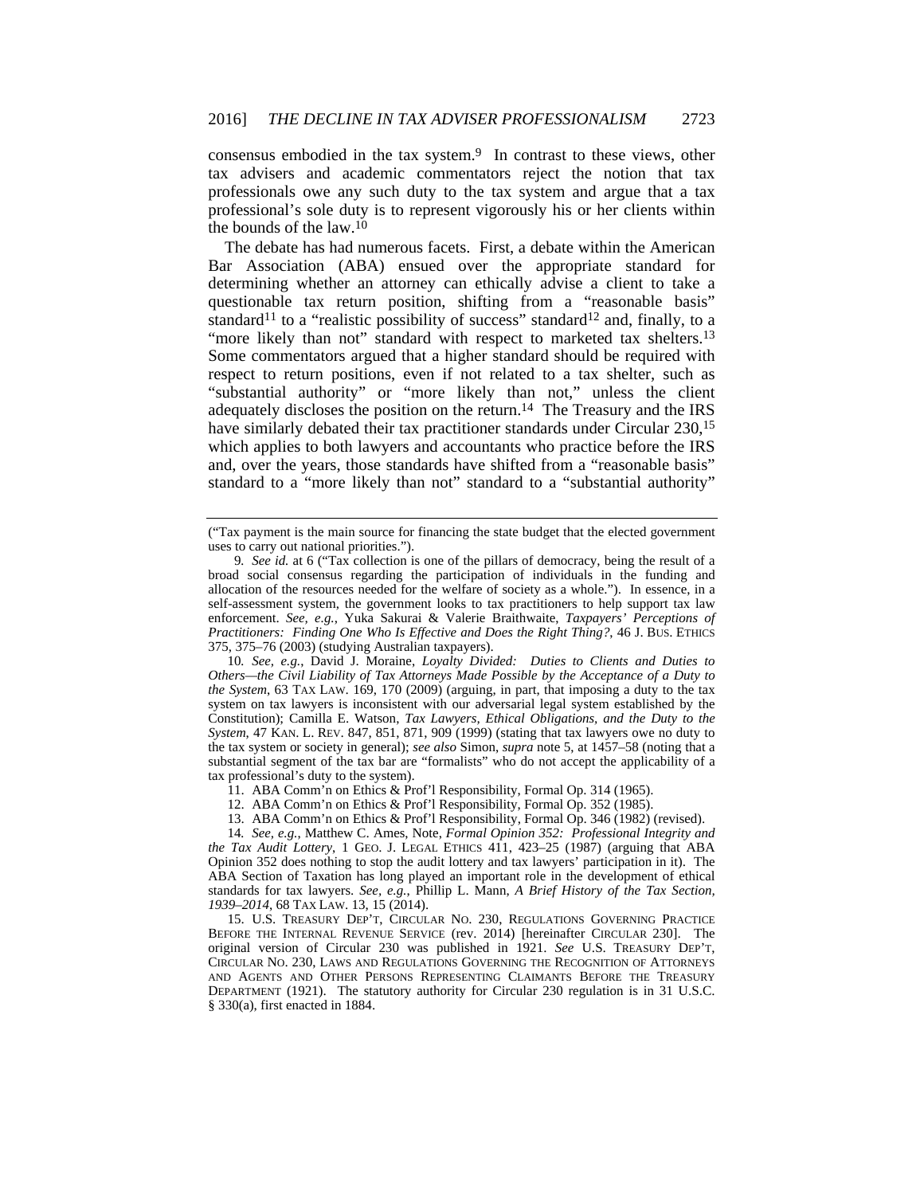consensus embodied in the tax system.[9] In contrast to these views, other tax advisers and academic commentators reject the notion that tax professionals owe any such duty to the tax system and argue that a tax professional's sole duty is to represent vigorously his or her clients within the bounds of the law.[10]

The debate has had numerous facets. First, a debate within the American Bar Association (ABA) ensued over the appropriate standard for determining whether an attorney can ethically advise a client to take a questionable tax return position, shifting from a "reasonable basis" standard[11] to a "realistic possibility of success" standard[12] and, finally, to a "more likely than not" standard with respect to marketed tax shelters.[13] Some commentators argued that a higher standard should be required with respect to return positions, even if not related to a tax shelter, such as "substantial authority" or "more likely than not," unless the client adequately discloses the position on the return.[14] The Treasury and the IRS have similarly debated their tax practitioner standards under Circular 230,[15] which applies to both lawyers and accountants who practice before the IRS and, over the years, those standards have shifted from a "reasonable basis" standard to a "more likely than not" standard to a "substantial authority"

---

("Tax payment is the main source for financing the state budget that the elected government uses to carry out national priorities.").

9. *See id.* at 6 ("Tax collection is one of the pillars of democracy, being the result of a broad social consensus regarding the participation of individuals in the funding and allocation of the resources needed for the welfare of society as a whole."). In essence, in a self-assessment system, the government looks to tax practitioners to help support tax law enforcement. *See, e.g.*, Yuka Sakurai & Valerie Braithwaite, *Taxpayers' Perceptions of Practitioners: Finding One Who Is Effective and Does the Right Thing?*, 46 J. BUS. ETHICS 375, 375–76 (2003) (studying Australian taxpayers).

10. *See, e.g.*, David J. Moraine, *Loyalty Divided: Duties to Clients and Duties to Others—the Civil Liability of Tax Attorneys Made Possible by the Acceptance of a Duty to the System*, 63 TAX LAW. 169, 170 (2009) (arguing, in part, that imposing a duty to the tax system on tax lawyers is inconsistent with our adversarial legal system established by the Constitution); Camilla E. Watson, *Tax Lawyers, Ethical Obligations, and the Duty to the System*, 47 KAN. L. REV. 847, 851, 871, 909 (1999) (stating that tax lawyers owe no duty to the tax system or society in general); *see also* Simon, *supra* note 5, at 1457–58 (noting that a substantial segment of the tax bar are "formalists" who do not accept the applicability of a tax professional's duty to the system).

11. ABA Comm'n on Ethics & Prof'l Responsibility, Formal Op. 314 (1965).

12. ABA Comm'n on Ethics & Prof'l Responsibility, Formal Op. 352 (1985).

13. ABA Comm'n on Ethics & Prof'l Responsibility, Formal Op. 346 (1982) (revised).

14. *See, e.g.*, Matthew C. Ames, Note, *Formal Opinion 352: Professional Integrity and the Tax Audit Lottery*, 1 GEO. J. LEGAL ETHICS 411, 423–25 (1987) (arguing that ABA Opinion 352 does nothing to stop the audit lottery and tax lawyers' participation in it). The ABA Section of Taxation has long played an important role in the development of ethical standards for tax lawyers. *See, e.g.*, Phillip L. Mann, *A Brief History of the Tax Section, 1939–2014*, 68 TAX LAW. 13, 15 (2014).

15. U.S. TREASURY DEP'T, CIRCULAR NO. 230, REGULATIONS GOVERNING PRACTICE BEFORE THE INTERNAL REVENUE SERVICE (rev. 2014) [hereinafter CIRCULAR 230]. The original version of Circular 230 was published in 1921. *See* U.S. TREASURY DEP'T, CIRCULAR NO. 230, LAWS AND REGULATIONS GOVERNING THE RECOGNITION OF ATTORNEYS AND AGENTS AND OTHER PERSONS REPRESENTING CLAIMANTS BEFORE THE TREASURY DEPARTMENT (1921). The statutory authority for Circular 230 regulation is in 31 U.S.C. § 330(a), first enacted in 1884.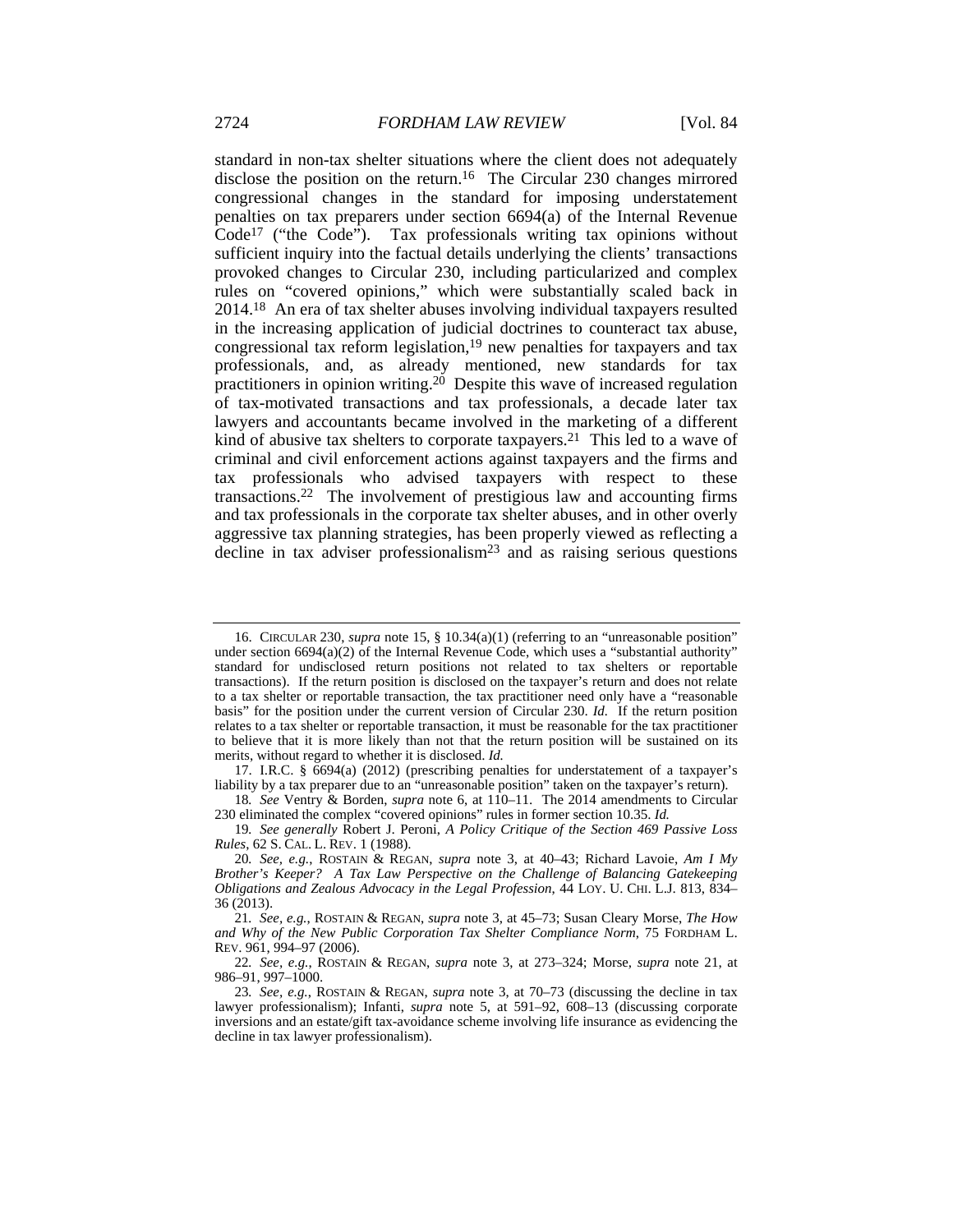standard in non-tax shelter situations where the client does not adequately disclose the position on the return.[16] The Circular 230 changes mirrored congressional changes in the standard for imposing understatement penalties on tax preparers under section 6694(a) of the Internal Revenue Code[17] ("the Code"). Tax professionals writing tax opinions without sufficient inquiry into the factual details underlying the clients' transactions provoked changes to Circular 230, including particularized and complex rules on "covered opinions," which were substantially scaled back in 2014.[18] An era of tax shelter abuses involving individual taxpayers resulted in the increasing application of judicial doctrines to counteract tax abuse, congressional tax reform legislation,[19] new penalties for taxpayers and tax professionals, and, as already mentioned, new standards for tax practitioners in opinion writing.[20] Despite this wave of increased regulation of tax-motivated transactions and tax professionals, a decade later tax lawyers and accountants became involved in the marketing of a different kind of abusive tax shelters to corporate taxpayers.[21] This led to a wave of criminal and civil enforcement actions against taxpayers and the firms and tax professionals who advised taxpayers with respect to these transactions.[22] The involvement of prestigious law and accounting firms and tax professionals in the corporate tax shelter abuses, and in other overly aggressive tax planning strategies, has been properly viewed as reflecting a decline in tax adviser professionalism[23] and as raising serious questions

---

16. CIRCULAR 230, *supra* note 15, § 10.34(a)(1) (referring to an "unreasonable position" under section 6694(a)(2) of the Internal Revenue Code, which uses a "substantial authority" standard for undisclosed return positions not related to tax shelters or reportable transactions). If the return position is disclosed on the taxpayer's return and does not relate to a tax shelter or reportable transaction, the tax practitioner need only have a "reasonable basis" for the position under the current version of Circular 230. *Id.* If the return position relates to a tax shelter or reportable transaction, it must be reasonable for the tax practitioner to believe that it is more likely than not that the return position will be sustained on its merits, without regard to whether it is disclosed. *Id.*

17. I.R.C. § 6694(a) (2012) (prescribing penalties for understatement of a taxpayer's liability by a tax preparer due to an "unreasonable position" taken on the taxpayer's return).

18. *See* Ventry & Borden, *supra* note 6, at 110–11. The 2014 amendments to Circular 230 eliminated the complex "covered opinions" rules in former section 10.35. *Id.*

19. *See generally* Robert J. Peroni, *A Policy Critique of the Section 469 Passive Loss Rules*, 62 S. CAL. L. REV. 1 (1988).

20. *See, e.g.*, ROSTAIN & REGAN, *supra* note 3, at 40–43; Richard Lavoie, *Am I My Brother's Keeper? A Tax Law Perspective on the Challenge of Balancing Gatekeeping Obligations and Zealous Advocacy in the Legal Profession*, 44 LOY. U. CHI. L.J. 813, 834–36 (2013).

21. *See, e.g.*, ROSTAIN & REGAN, *supra* note 3, at 45–73; Susan Cleary Morse, *The How and Why of the New Public Corporation Tax Shelter Compliance Norm*, 75 FORDHAM L. REV. 961, 994–97 (2006).

22. *See, e.g.*, ROSTAIN & REGAN, *supra* note 3, at 273–324; Morse, *supra* note 21, at 986–91, 997–1000.

23. *See, e.g.*, ROSTAIN & REGAN, *supra* note 3, at 70–73 (discussing the decline in tax lawyer professionalism); Infanti, *supra* note 5, at 591–92, 608–13 (discussing corporate inversions and an estate/gift tax-avoidance scheme involving life insurance as evidencing the decline in tax lawyer professionalism).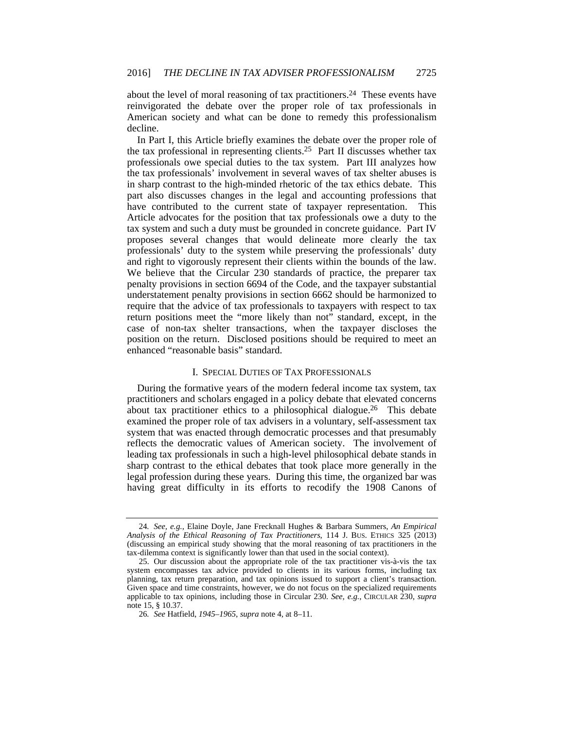about the level of moral reasoning of tax practitioners.[24] These events have reinvigorated the debate over the proper role of tax professionals in American society and what can be done to remedy this professionalism decline.

In Part I, this Article briefly examines the debate over the proper role of the tax professional in representing clients.[25] Part II discusses whether tax professionals owe special duties to the tax system. Part III analyzes how the tax professionals' involvement in several waves of tax shelter abuses is in sharp contrast to the high-minded rhetoric of the tax ethics debate. This part also discusses changes in the legal and accounting professions that have contributed to the current state of taxpayer representation. This Article advocates for the position that tax professionals owe a duty to the tax system and such a duty must be grounded in concrete guidance. Part IV proposes several changes that would delineate more clearly the tax professionals' duty to the system while preserving the professionals' duty and right to vigorously represent their clients within the bounds of the law. We believe that the Circular 230 standards of practice, the preparer tax penalty provisions in section 6694 of the Code, and the taxpayer substantial understatement penalty provisions in section 6662 should be harmonized to require that the advice of tax professionals to taxpayers with respect to tax return positions meet the "more likely than not" standard, except, in the case of non-tax shelter transactions, when the taxpayer discloses the position on the return. Disclosed positions should be required to meet an enhanced "reasonable basis" standard.

## I. SPECIAL DUTIES OF TAX PROFESSIONALS

During the formative years of the modern federal income tax system, tax practitioners and scholars engaged in a policy debate that elevated concerns about tax practitioner ethics to a philosophical dialogue.[26] This debate examined the proper role of tax advisers in a voluntary, self-assessment tax system that was enacted through democratic processes and that presumably reflects the democratic values of American society. The involvement of leading tax professionals in such a high-level philosophical debate stands in sharp contrast to the ethical debates that took place more generally in the legal profession during these years. During this time, the organized bar was having great difficulty in its efforts to recodify the 1908 Canons of

---

24. *See, e.g.*, Elaine Doyle, Jane Frecknall Hughes & Barbara Summers, *An Empirical Analysis of the Ethical Reasoning of Tax Practitioners*, 114 J. BUS. ETHICS 325 (2013) (discussing an empirical study showing that the moral reasoning of tax practitioners in the tax-dilemma context is significantly lower than that used in the social context).

25. Our discussion about the appropriate role of the tax practitioner vis-à-vis the tax system encompasses tax advice provided to clients in its various forms, including tax planning, tax return preparation, and tax opinions issued to support a client's transaction. Given space and time constraints, however, we do not focus on the specialized requirements applicable to tax opinions, including those in Circular 230. *See, e.g.*, CIRCULAR 230, *supra* note 15, § 10.37.

26. *See* Hatfield, *1945–1965*, *supra* note 4, at 8–11.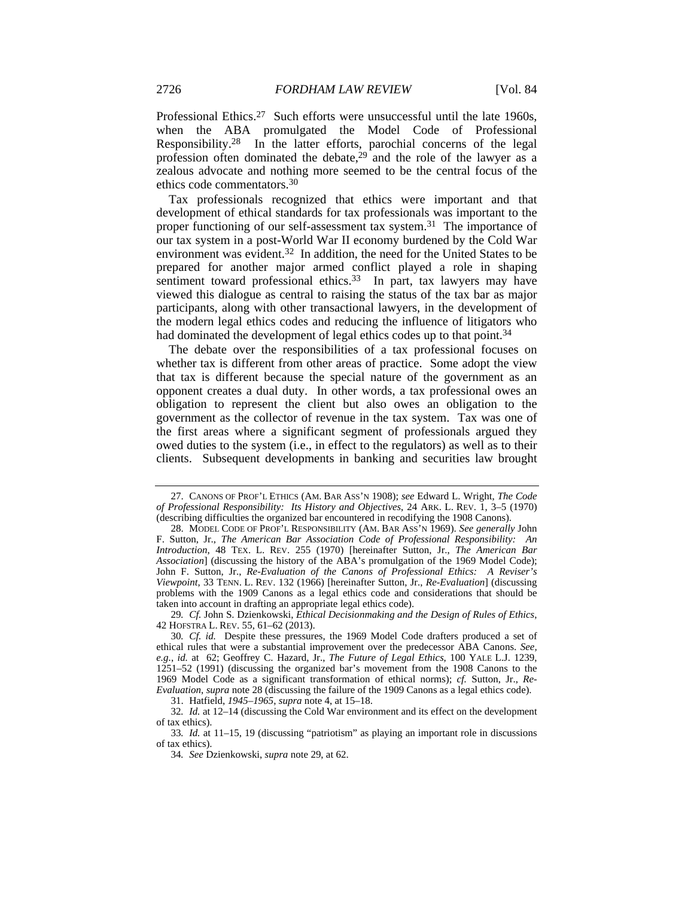Professional Ethics.[27] Such efforts were unsuccessful until the late 1960s, when the ABA promulgated the Model Code of Professional Responsibility.[28] In the latter efforts, parochial concerns of the legal profession often dominated the debate,[29] and the role of the lawyer as a zealous advocate and nothing more seemed to be the central focus of the ethics code commentators.[30]

Tax professionals recognized that ethics were important and that development of ethical standards for tax professionals was important to the proper functioning of our self-assessment tax system.[31] The importance of our tax system in a post-World War II economy burdened by the Cold War environment was evident.[32] In addition, the need for the United States to be prepared for another major armed conflict played a role in shaping sentiment toward professional ethics.[33] In part, tax lawyers may have viewed this dialogue as central to raising the status of the tax bar as major participants, along with other transactional lawyers, in the development of the modern legal ethics codes and reducing the influence of litigators who had dominated the development of legal ethics codes up to that point.[34]

The debate over the responsibilities of a tax professional focuses on whether tax is different from other areas of practice. Some adopt the view that tax is different because the special nature of the government as an opponent creates a dual duty. In other words, a tax professional owes an obligation to represent the client but also owes an obligation to the government as the collector of revenue in the tax system. Tax was one of the first areas where a significant segment of professionals argued they owed duties to the system (i.e., in effect to the regulators) as well as to their clients. Subsequent developments in banking and securities law brought

---

27. CANONS OF PROF'L ETHICS (AM. BAR ASS'N 1908); *see* Edward L. Wright, *The Code of Professional Responsibility: Its History and Objectives*, 24 ARK. L. REV. 1, 3–5 (1970) (describing difficulties the organized bar encountered in recodifying the 1908 Canons).

28. MODEL CODE OF PROF'L RESPONSIBILITY (AM. BAR ASS'N 1969). *See generally* John F. Sutton, Jr., *The American Bar Association Code of Professional Responsibility: An Introduction*, 48 TEX. L. REV. 255 (1970) [hereinafter Sutton, Jr., *The American Bar Association*] (discussing the history of the ABA's promulgation of the 1969 Model Code); John F. Sutton, Jr., *Re-Evaluation of the Canons of Professional Ethics: A Reviser's Viewpoint*, 33 TENN. L. REV. 132 (1966) [hereinafter Sutton, Jr., *Re-Evaluation*] (discussing problems with the 1909 Canons as a legal ethics code and considerations that should be taken into account in drafting an appropriate legal ethics code).

29. *Cf.* John S. Dzienkowski, *Ethical Decisionmaking and the Design of Rules of Ethics*, 42 HOFSTRA L. REV. 55, 61–62 (2013).

30. *Cf. id.* Despite these pressures, the 1969 Model Code drafters produced a set of ethical rules that were a substantial improvement over the predecessor ABA Canons. *See, e.g.*, *id.* at 62; Geoffrey C. Hazard, Jr., *The Future of Legal Ethics*, 100 YALE L.J. 1239, 1251–52 (1991) (discussing the organized bar's movement from the 1908 Canons to the 1969 Model Code as a significant transformation of ethical norms); *cf.* Sutton, Jr., *Re-Evaluation*, *supra* note 28 (discussing the failure of the 1909 Canons as a legal ethics code).

31. Hatfield, *1945–1965*, *supra* note 4, at 15–18.

32. *Id.* at 12–14 (discussing the Cold War environment and its effect on the development of tax ethics).

33. *Id.* at 11–15, 19 (discussing "patriotism" as playing an important role in discussions of tax ethics).

34. *See* Dzienkowski, *supra* note 29, at 62.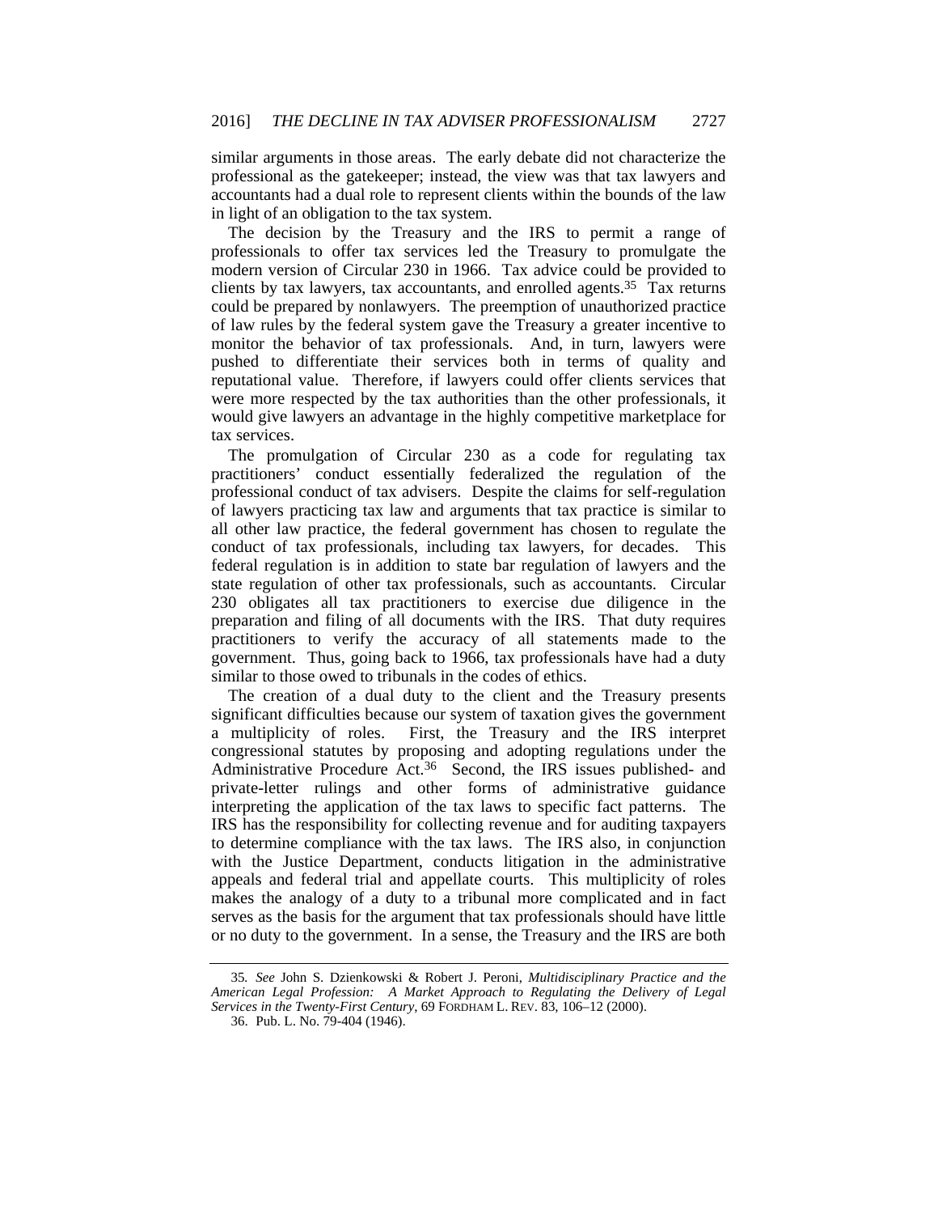similar arguments in those areas. The early debate did not characterize the professional as the gatekeeper; instead, the view was that tax lawyers and accountants had a dual role to represent clients within the bounds of the law in light of an obligation to the tax system.

The decision by the Treasury and the IRS to permit a range of professionals to offer tax services led the Treasury to promulgate the modern version of Circular 230 in 1966. Tax advice could be provided to clients by tax lawyers, tax accountants, and enrolled agents.[35] Tax returns could be prepared by nonlawyers. The preemption of unauthorized practice of law rules by the federal system gave the Treasury a greater incentive to monitor the behavior of tax professionals. And, in turn, lawyers were pushed to differentiate their services both in terms of quality and reputational value. Therefore, if lawyers could offer clients services that were more respected by the tax authorities than the other professionals, it would give lawyers an advantage in the highly competitive marketplace for tax services.

The promulgation of Circular 230 as a code for regulating tax practitioners' conduct essentially federalized the regulation of the professional conduct of tax advisers. Despite the claims for self-regulation of lawyers practicing tax law and arguments that tax practice is similar to all other law practice, the federal government has chosen to regulate the conduct of tax professionals, including tax lawyers, for decades. This federal regulation is in addition to state bar regulation of lawyers and the state regulation of other tax professionals, such as accountants. Circular 230 obligates all tax practitioners to exercise due diligence in the preparation and filing of all documents with the IRS. That duty requires practitioners to verify the accuracy of all statements made to the government. Thus, going back to 1966, tax professionals have had a duty similar to those owed to tribunals in the codes of ethics.

The creation of a dual duty to the client and the Treasury presents significant difficulties because our system of taxation gives the government a multiplicity of roles. First, the Treasury and the IRS interpret congressional statutes by proposing and adopting regulations under the Administrative Procedure Act.[36] Second, the IRS issues published- and private-letter rulings and other forms of administrative guidance interpreting the application of the tax laws to specific fact patterns. The IRS has the responsibility for collecting revenue and for auditing taxpayers to determine compliance with the tax laws. The IRS also, in conjunction with the Justice Department, conducts litigation in the administrative appeals and federal trial and appellate courts. This multiplicity of roles makes the analogy of a duty to a tribunal more complicated and in fact serves as the basis for the argument that tax professionals should have little or no duty to the government. In a sense, the Treasury and the IRS are both

35. *See* John S. Dzienkowski & Robert J. Peroni, *Multidisciplinary Practice and the American Legal Profession: A Market Approach to Regulating the Delivery of Legal Services in the Twenty-First Century*, 69 FORDHAM L. REV. 83, 106–12 (2000).

36. Pub. L. No. 79-404 (1946).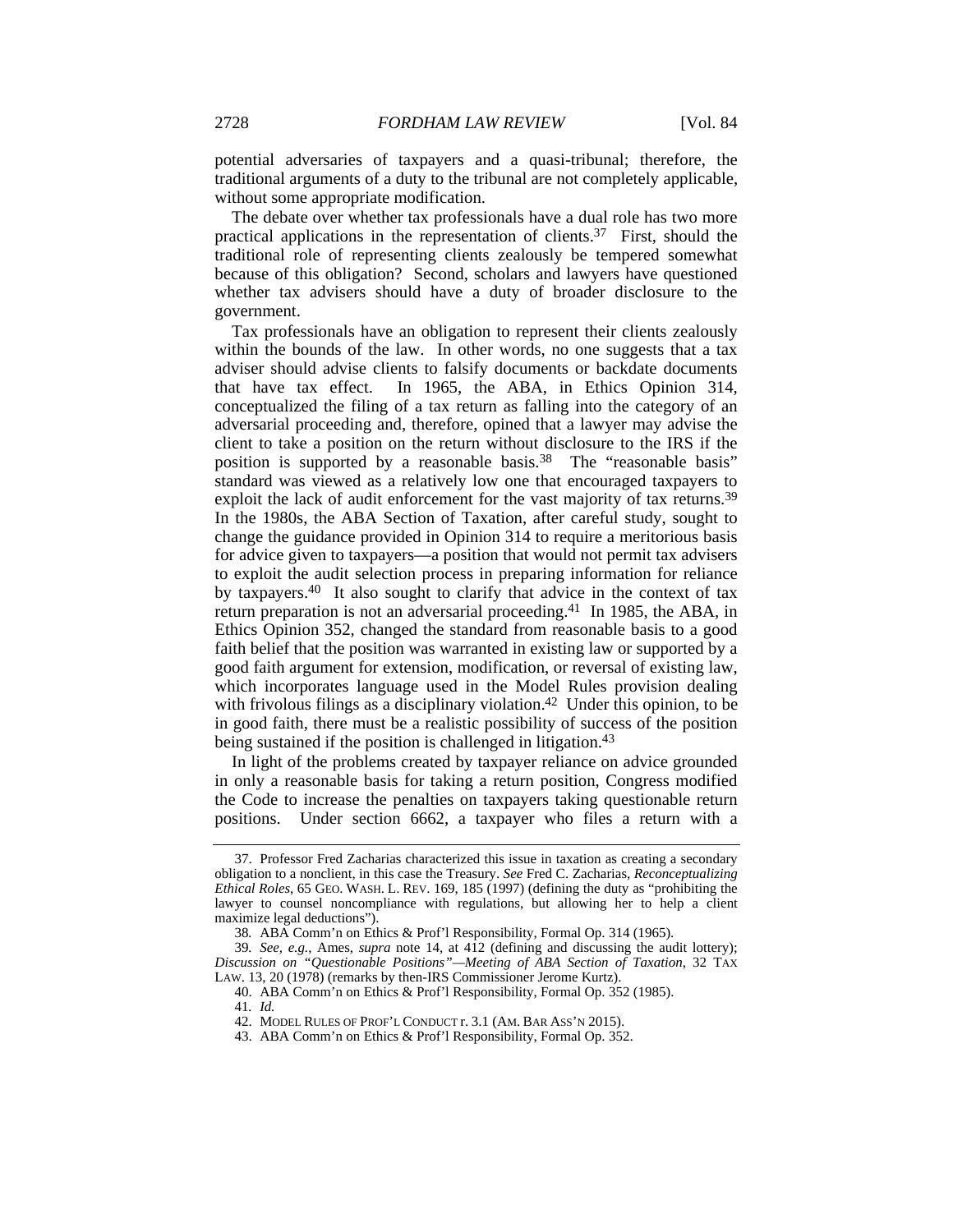potential adversaries of taxpayers and a quasi-tribunal; therefore, the traditional arguments of a duty to the tribunal are not completely applicable, without some appropriate modification.

The debate over whether tax professionals have a dual role has two more practical applications in the representation of clients.[37] First, should the traditional role of representing clients zealously be tempered somewhat because of this obligation? Second, scholars and lawyers have questioned whether tax advisers should have a duty of broader disclosure to the government.

Tax professionals have an obligation to represent their clients zealously within the bounds of the law. In other words, no one suggests that a tax adviser should advise clients to falsify documents or backdate documents that have tax effect. In 1965, the ABA, in Ethics Opinion 314, conceptualized the filing of a tax return as falling into the category of an adversarial proceeding and, therefore, opined that a lawyer may advise the client to take a position on the return without disclosure to the IRS if the position is supported by a reasonable basis.[38] The "reasonable basis" standard was viewed as a relatively low one that encouraged taxpayers to exploit the lack of audit enforcement for the vast majority of tax returns.[39] In the 1980s, the ABA Section of Taxation, after careful study, sought to change the guidance provided in Opinion 314 to require a meritorious basis for advice given to taxpayers—a position that would not permit tax advisers to exploit the audit selection process in preparing information for reliance by taxpayers.[40] It also sought to clarify that advice in the context of tax return preparation is not an adversarial proceeding.[41] In 1985, the ABA, in Ethics Opinion 352, changed the standard from reasonable basis to a good faith belief that the position was warranted in existing law or supported by a good faith argument for extension, modification, or reversal of existing law, which incorporates language used in the Model Rules provision dealing with frivolous filings as a disciplinary violation.[42] Under this opinion, to be in good faith, there must be a realistic possibility of success of the position being sustained if the position is challenged in litigation.[43]

In light of the problems created by taxpayer reliance on advice grounded in only a reasonable basis for taking a return position, Congress modified the Code to increase the penalties on taxpayers taking questionable return positions. Under section 6662, a taxpayer who files a return with a

---

37. Professor Fred Zacharias characterized this issue in taxation as creating a secondary obligation to a nonclient, in this case the Treasury. *See* Fred C. Zacharias, *Reconceptualizing Ethical Roles*, 65 GEO. WASH. L. REV. 169, 185 (1997) (defining the duty as "prohibiting the lawyer to counsel noncompliance with regulations, but allowing her to help a client maximize legal deductions").

38. ABA Comm'n on Ethics & Prof'l Responsibility, Formal Op. 314 (1965).

39. *See, e.g.*, Ames, *supra* note 14, at 412 (defining and discussing the audit lottery); *Discussion on "Questionable Positions"—Meeting of ABA Section of Taxation*, 32 TAX LAW. 13, 20 (1978) (remarks by then-IRS Commissioner Jerome Kurtz).

40. ABA Comm'n on Ethics & Prof'l Responsibility, Formal Op. 352 (1985).

41. *Id.*

42. MODEL RULES OF PROF'L CONDUCT r. 3.1 (AM. BAR ASS'N 2015).

43. ABA Comm'n on Ethics & Prof'l Responsibility, Formal Op. 352.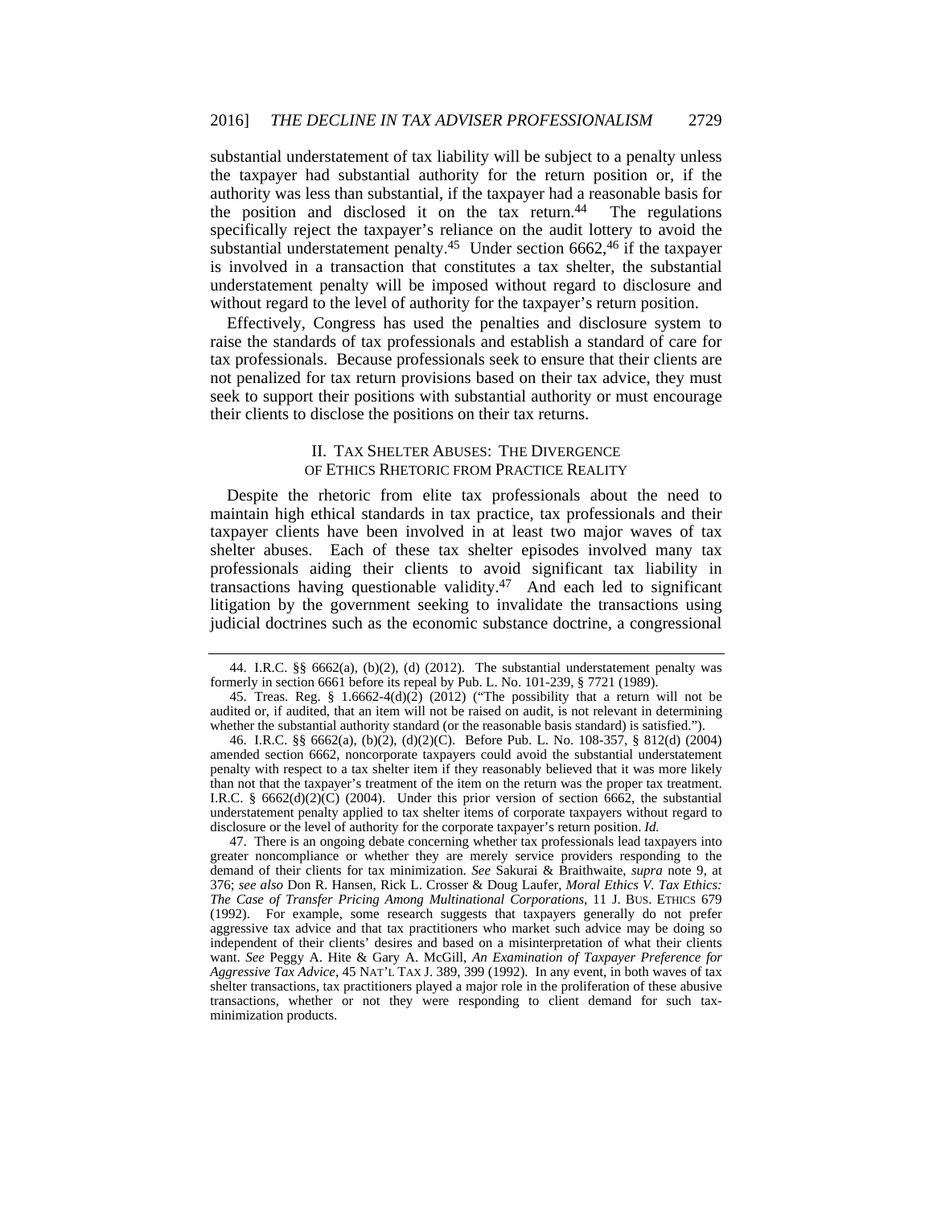substantial understatement of tax liability will be subject to a penalty unless the taxpayer had substantial authority for the return position or, if the authority was less than substantial, if the taxpayer had a reasonable basis for the position and disclosed it on the tax return.[44] The regulations specifically reject the taxpayer's reliance on the audit lottery to avoid the substantial understatement penalty.[45] Under section 6662,[46] if the taxpayer is involved in a transaction that constitutes a tax shelter, the substantial understatement penalty will be imposed without regard to disclosure and without regard to the level of authority for the taxpayer's return position.

Effectively, Congress has used the penalties and disclosure system to raise the standards of tax professionals and establish a standard of care for tax professionals. Because professionals seek to ensure that their clients are not penalized for tax return provisions based on their tax advice, they must seek to support their positions with substantial authority or must encourage their clients to disclose the positions on their tax returns.

## II. TAX SHELTER ABUSES: THE DIVERGENCE OF ETHICS RHETORIC FROM PRACTICE REALITY

Despite the rhetoric from elite tax professionals about the need to maintain high ethical standards in tax practice, tax professionals and their taxpayer clients have been involved in at least two major waves of tax shelter abuses. Each of these tax shelter episodes involved many tax professionals aiding their clients to avoid significant tax liability in transactions having questionable validity.[47] And each led to significant litigation by the government seeking to invalidate the transactions using judicial doctrines such as the economic substance doctrine, a congressional

---

44. I.R.C. §§ 6662(a), (b)(2), (d) (2012). The substantial understatement penalty was formerly in section 6661 before its repeal by Pub. L. No. 101-239, § 7721 (1989).

45. Treas. Reg. § 1.6662-4(d)(2) (2012) ("The possibility that a return will not be audited or, if audited, that an item will not be raised on audit, is not relevant in determining whether the substantial authority standard (or the reasonable basis standard) is satisfied.").

46. I.R.C. §§ 6662(a), (b)(2), (d)(2)(C). Before Pub. L. No. 108-357, § 812(d) (2004) amended section 6662, noncorporate taxpayers could avoid the substantial understatement penalty with respect to a tax shelter item if they reasonably believed that it was more likely than not that the taxpayer's treatment of the item on the return was the proper tax treatment. I.R.C. § 6662(d)(2)(C) (2004). Under this prior version of section 6662, the substantial understatement penalty applied to tax shelter items of corporate taxpayers without regard to disclosure or the level of authority for the corporate taxpayer's return position. *Id.*

47. There is an ongoing debate concerning whether tax professionals lead taxpayers into greater noncompliance or whether they are merely service providers responding to the demand of their clients for tax minimization. *See* Sakurai & Braithwaite, *supra* note 9, at 376; *see also* Don R. Hansen, Rick L. Crosser & Doug Laufer, *Moral Ethics V. Tax Ethics: The Case of Transfer Pricing Among Multinational Corporations*, 11 J. BUS. ETHICS 679 (1992). For example, some research suggests that taxpayers generally do not prefer aggressive tax advice and that tax practitioners who market such advice may be doing so independent of their clients' desires and based on a misinterpretation of what their clients want. *See* Peggy A. Hite & Gary A. McGill, *An Examination of Taxpayer Preference for Aggressive Tax Advice*, 45 NAT'L TAX J. 389, 399 (1992). In any event, in both waves of tax shelter transactions, tax practitioners played a major role in the proliferation of these abusive transactions, whether or not they were responding to client demand for such tax-minimization products.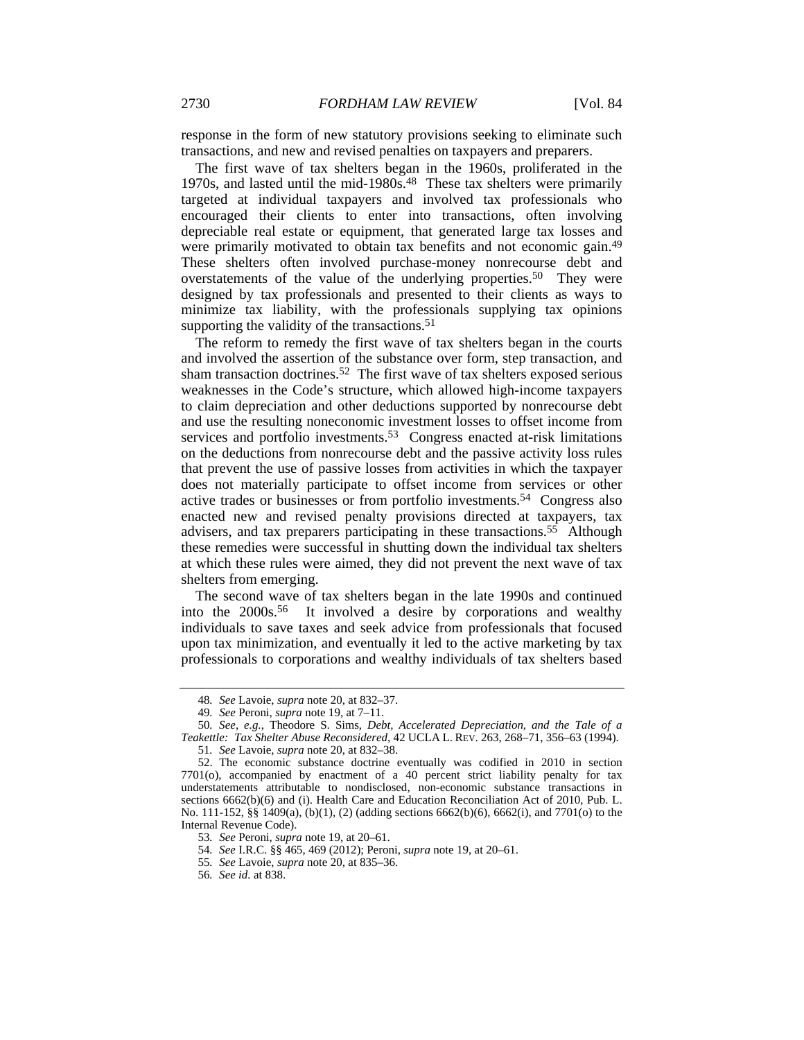response in the form of new statutory provisions seeking to eliminate such transactions, and new and revised penalties on taxpayers and preparers.

The first wave of tax shelters began in the 1960s, proliferated in the 1970s, and lasted until the mid-1980s.[48] These tax shelters were primarily targeted at individual taxpayers and involved tax professionals who encouraged their clients to enter into transactions, often involving depreciable real estate or equipment, that generated large tax losses and were primarily motivated to obtain tax benefits and not economic gain.[49] These shelters often involved purchase-money nonrecourse debt and overstatements of the value of the underlying properties.[50] They were designed by tax professionals and presented to their clients as ways to minimize tax liability, with the professionals supplying tax opinions supporting the validity of the transactions.[51]

The reform to remedy the first wave of tax shelters began in the courts and involved the assertion of the substance over form, step transaction, and sham transaction doctrines.[52] The first wave of tax shelters exposed serious weaknesses in the Code's structure, which allowed high-income taxpayers to claim depreciation and other deductions supported by nonrecourse debt and use the resulting noneconomic investment losses to offset income from services and portfolio investments.[53] Congress enacted at-risk limitations on the deductions from nonrecourse debt and the passive activity loss rules that prevent the use of passive losses from activities in which the taxpayer does not materially participate to offset income from services or other active trades or businesses or from portfolio investments.[54] Congress also enacted new and revised penalty provisions directed at taxpayers, tax advisers, and tax preparers participating in these transactions.[55] Although these remedies were successful in shutting down the individual tax shelters at which these rules were aimed, they did not prevent the next wave of tax shelters from emerging.

The second wave of tax shelters began in the late 1990s and continued into the 2000s.[56] It involved a desire by corporations and wealthy individuals to save taxes and seek advice from professionals that focused upon tax minimization, and eventually it led to the active marketing by tax professionals to corporations and wealthy individuals of tax shelters based

---

48. *See* Lavoie, *supra* note 20, at 832–37.

49. *See* Peroni, *supra* note 19, at 7–11.

50. *See, e.g.*, Theodore S. Sims, *Debt, Accelerated Depreciation, and the Tale of a Teakettle: Tax Shelter Abuse Reconsidered*, 42 UCLA L. REV. 263, 268–71, 356–63 (1994).

51. *See* Lavoie, *supra* note 20, at 832–38.

52. The economic substance doctrine eventually was codified in 2010 in section 7701(o), accompanied by enactment of a 40 percent strict liability penalty for tax understatements attributable to nondisclosed, non-economic substance transactions in sections 6662(b)(6) and (i). Health Care and Education Reconciliation Act of 2010, Pub. L. No. 111-152, §§ 1409(a), (b)(1), (2) (adding sections 6662(b)(6), 6662(i), and 7701(o) to the Internal Revenue Code).

53. *See* Peroni, *supra* note 19, at 20–61.

54. *See* I.R.C. §§ 465, 469 (2012); Peroni, *supra* note 19, at 20–61.

55. *See* Lavoie, *supra* note 20, at 835–36.

56. *See id.* at 838.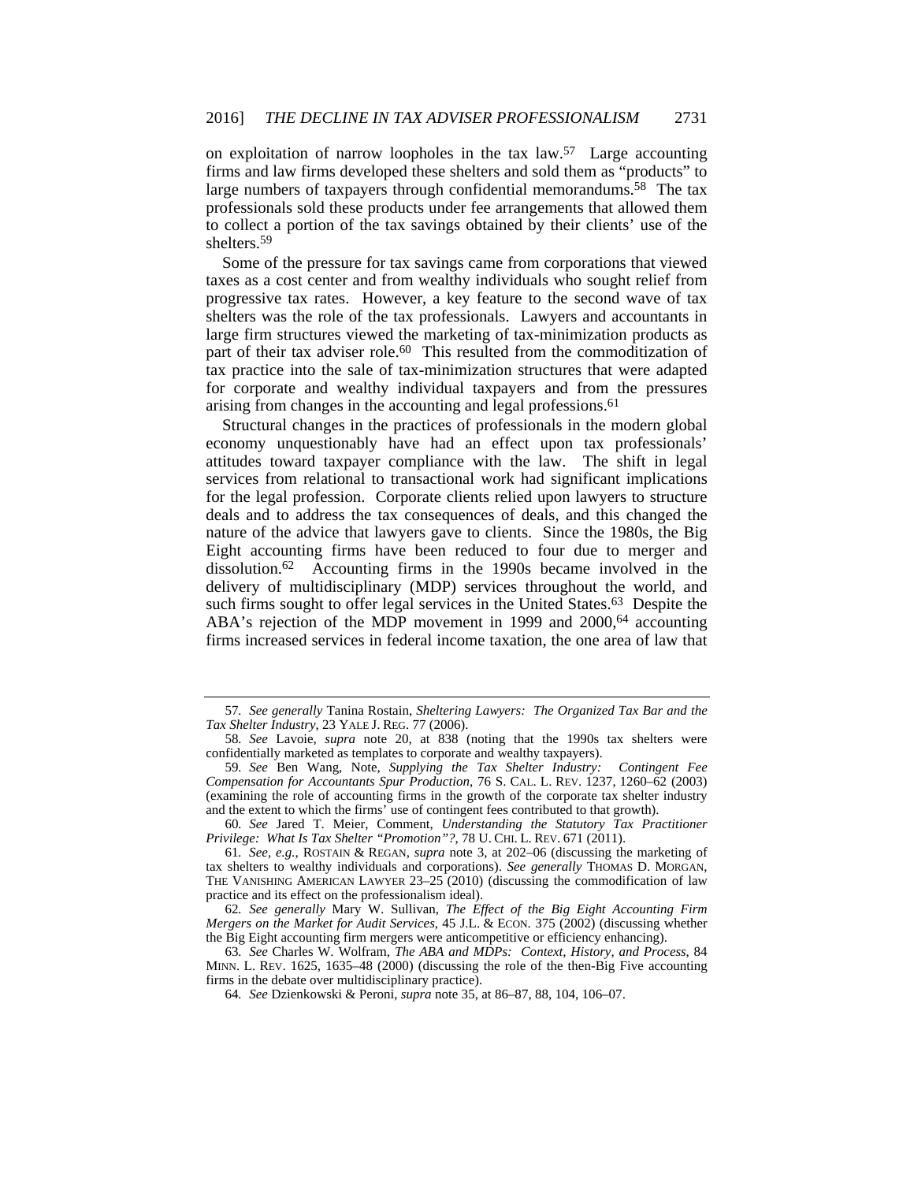on exploitation of narrow loopholes in the tax law.[57] Large accounting firms and law firms developed these shelters and sold them as "products" to large numbers of taxpayers through confidential memorandums.[58] The tax professionals sold these products under fee arrangements that allowed them to collect a portion of the tax savings obtained by their clients' use of the shelters.[59]

Some of the pressure for tax savings came from corporations that viewed taxes as a cost center and from wealthy individuals who sought relief from progressive tax rates. However, a key feature to the second wave of tax shelters was the role of the tax professionals. Lawyers and accountants in large firm structures viewed the marketing of tax-minimization products as part of their tax adviser role.[60] This resulted from the commoditization of tax practice into the sale of tax-minimization structures that were adapted for corporate and wealthy individual taxpayers and from the pressures arising from changes in the accounting and legal professions.[61]

Structural changes in the practices of professionals in the modern global economy unquestionably have had an effect upon tax professionals' attitudes toward taxpayer compliance with the law. The shift in legal services from relational to transactional work had significant implications for the legal profession. Corporate clients relied upon lawyers to structure deals and to address the tax consequences of deals, and this changed the nature of the advice that lawyers gave to clients. Since the 1980s, the Big Eight accounting firms have been reduced to four due to merger and dissolution.[62] Accounting firms in the 1990s became involved in the delivery of multidisciplinary (MDP) services throughout the world, and such firms sought to offer legal services in the United States.[63] Despite the ABA's rejection of the MDP movement in 1999 and 2000,[64] accounting firms increased services in federal income taxation, the one area of law that

---

57. *See generally* Tanina Rostain, *Sheltering Lawyers: The Organized Tax Bar and the Tax Shelter Industry*, 23 YALE J. REG. 77 (2006).

58. *See* Lavoie, *supra* note 20, at 838 (noting that the 1990s tax shelters were confidentially marketed as templates to corporate and wealthy taxpayers).

59. *See* Ben Wang, Note, *Supplying the Tax Shelter Industry: Contingent Fee Compensation for Accountants Spur Production*, 76 S. CAL. L. REV. 1237, 1260–62 (2003) (examining the role of accounting firms in the growth of the corporate tax shelter industry and the extent to which the firms' use of contingent fees contributed to that growth).

60. *See* Jared T. Meier, Comment, *Understanding the Statutory Tax Practitioner Privilege: What Is Tax Shelter "Promotion"?*, 78 U. CHI. L. REV. 671 (2011).

61. *See, e.g.*, ROSTAIN & REGAN, *supra* note 3, at 202–06 (discussing the marketing of tax shelters to wealthy individuals and corporations). *See generally* THOMAS D. MORGAN, THE VANISHING AMERICAN LAWYER 23–25 (2010) (discussing the commodification of law practice and its effect on the professionalism ideal).

62. *See generally* Mary W. Sullivan, *The Effect of the Big Eight Accounting Firm Mergers on the Market for Audit Services*, 45 J.L. & ECON. 375 (2002) (discussing whether the Big Eight accounting firm mergers were anticompetitive or efficiency enhancing).

63. *See* Charles W. Wolfram, *The ABA and MDPs: Context, History, and Process*, 84 MINN. L. REV. 1625, 1635–48 (2000) (discussing the role of the then-Big Five accounting firms in the debate over multidisciplinary practice).

64. *See* Dzienkowski & Peroni, *supra* note 35, at 86–87, 88, 104, 106–07.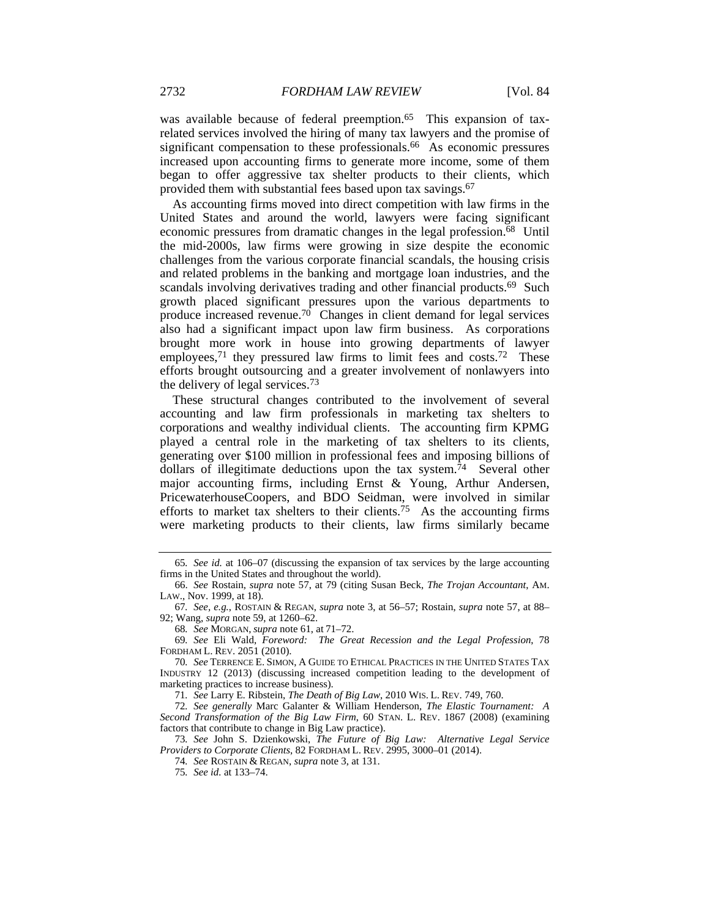was available because of federal preemption.[65] This expansion of tax-related services involved the hiring of many tax lawyers and the promise of significant compensation to these professionals.[66] As economic pressures increased upon accounting firms to generate more income, some of them began to offer aggressive tax shelter products to their clients, which provided them with substantial fees based upon tax savings.[67]

As accounting firms moved into direct competition with law firms in the United States and around the world, lawyers were facing significant economic pressures from dramatic changes in the legal profession.[68] Until the mid-2000s, law firms were growing in size despite the economic challenges from the various corporate financial scandals, the housing crisis and related problems in the banking and mortgage loan industries, and the scandals involving derivatives trading and other financial products.[69] Such growth placed significant pressures upon the various departments to produce increased revenue.[70] Changes in client demand for legal services also had a significant impact upon law firm business. As corporations brought more work in house into growing departments of lawyer employees,[71] they pressured law firms to limit fees and costs.[72] These efforts brought outsourcing and a greater involvement of nonlawyers into the delivery of legal services.[73]

These structural changes contributed to the involvement of several accounting and law firm professionals in marketing tax shelters to corporations and wealthy individual clients. The accounting firm KPMG played a central role in the marketing of tax shelters to its clients, generating over $100 million in professional fees and imposing billions of dollars of illegitimate deductions upon the tax system.[74] Several other major accounting firms, including Ernst & Young, Arthur Andersen, PricewaterhouseCoopers, and BDO Seidman, were involved in similar efforts to market tax shelters to their clients.[75] As the accounting firms were marketing products to their clients, law firms similarly became

---

65. *See id.* at 106–07 (discussing the expansion of tax services by the large accounting firms in the United States and throughout the world).

66. *See* Rostain, *supra* note 57, at 79 (citing Susan Beck, *The Trojan Accountant*, AM. LAW., Nov. 1999, at 18).

67. *See, e.g.*, ROSTAIN & REGAN, *supra* note 3, at 56–57; Rostain, *supra* note 57, at 88–92; Wang, *supra* note 59, at 1260–62.

68. *See* MORGAN, *supra* note 61, at 71–72.

69. *See* Eli Wald, *Foreword: The Great Recession and the Legal Profession*, 78 FORDHAM L. REV. 2051 (2010).

70. *See* TERRENCE E. SIMON, A GUIDE TO ETHICAL PRACTICES IN THE UNITED STATES TAX INDUSTRY 12 (2013) (discussing increased competition leading to the development of marketing practices to increase business).

71. *See* Larry E. Ribstein, *The Death of Big Law*, 2010 WIS. L. REV. 749, 760.

72. *See generally* Marc Galanter & William Henderson, *The Elastic Tournament: A Second Transformation of the Big Law Firm*, 60 STAN. L. REV. 1867 (2008) (examining factors that contribute to change in Big Law practice).

73. *See* John S. Dzienkowski, *The Future of Big Law: Alternative Legal Service Providers to Corporate Clients*, 82 FORDHAM L. REV. 2995, 3000–01 (2014).

74. *See* ROSTAIN & REGAN, *supra* note 3, at 131.

75. *See id.* at 133–74.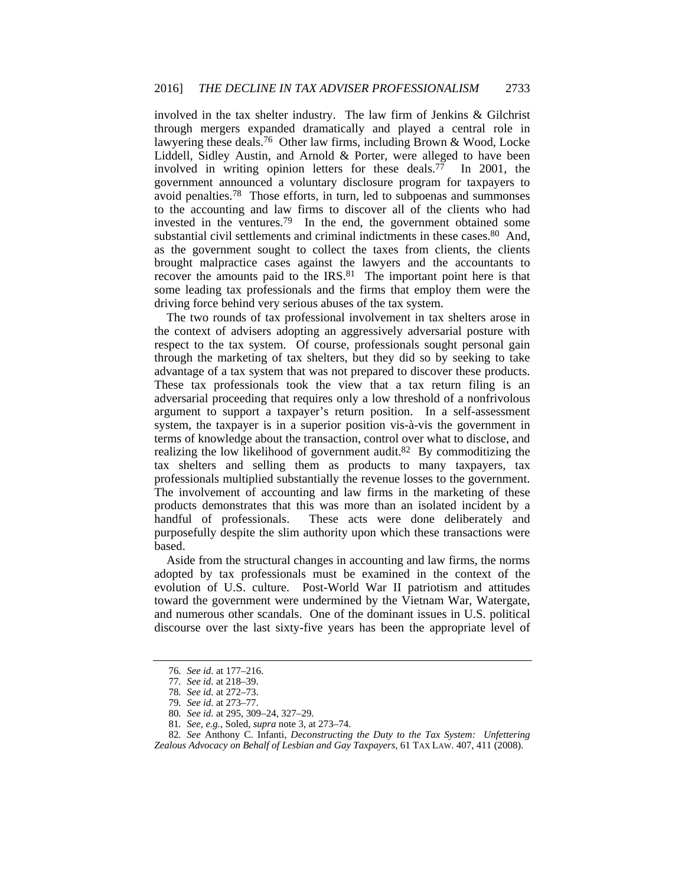involved in the tax shelter industry. The law firm of Jenkins & Gilchrist through mergers expanded dramatically and played a central role in lawyering these deals.[76] Other law firms, including Brown & Wood, Locke Liddell, Sidley Austin, and Arnold & Porter, were alleged to have been involved in writing opinion letters for these deals.[77] In 2001, the government announced a voluntary disclosure program for taxpayers to avoid penalties.[78] Those efforts, in turn, led to subpoenas and summonses to the accounting and law firms to discover all of the clients who had invested in the ventures.[79] In the end, the government obtained some substantial civil settlements and criminal indictments in these cases.[80] And, as the government sought to collect the taxes from clients, the clients brought malpractice cases against the lawyers and the accountants to recover the amounts paid to the IRS.[81] The important point here is that some leading tax professionals and the firms that employ them were the driving force behind very serious abuses of the tax system.

The two rounds of tax professional involvement in tax shelters arose in the context of advisers adopting an aggressively adversarial posture with respect to the tax system. Of course, professionals sought personal gain through the marketing of tax shelters, but they did so by seeking to take advantage of a tax system that was not prepared to discover these products. These tax professionals took the view that a tax return filing is an adversarial proceeding that requires only a low threshold of a nonfrivolous argument to support a taxpayer's return position. In a self-assessment system, the taxpayer is in a superior position vis-à-vis the government in terms of knowledge about the transaction, control over what to disclose, and realizing the low likelihood of government audit.[82] By commoditizing the tax shelters and selling them as products to many taxpayers, tax professionals multiplied substantially the revenue losses to the government. The involvement of accounting and law firms in the marketing of these products demonstrates that this was more than an isolated incident by a handful of professionals. These acts were done deliberately and purposefully despite the slim authority upon which these transactions were based.

Aside from the structural changes in accounting and law firms, the norms adopted by tax professionals must be examined in the context of the evolution of U.S. culture. Post-World War II patriotism and attitudes toward the government were undermined by the Vietnam War, Watergate, and numerous other scandals. One of the dominant issues in U.S. political discourse over the last sixty-five years has been the appropriate level of

---

76. *See id.* at 177–216.

77. *See id.* at 218–39.

78. *See id.* at 272–73.

79. *See id.* at 273–77.

80. *See id.* at 295, 309–24, 327–29.

81. *See, e.g.*, Soled, *supra* note 3, at 273–74.

82. *See* Anthony C. Infanti, *Deconstructing the Duty to the Tax System: Unfettering Zealous Advocacy on Behalf of Lesbian and Gay Taxpayers*, 61 TAX LAW. 407, 411 (2008).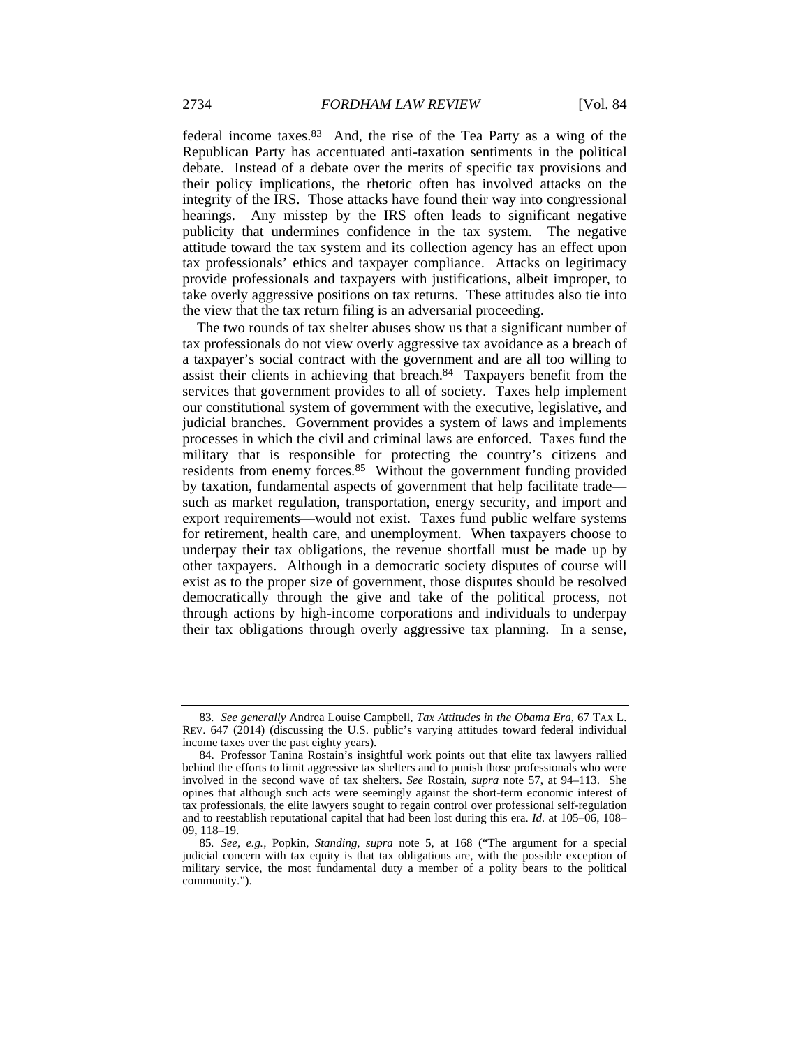federal income taxes.[83] And, the rise of the Tea Party as a wing of the Republican Party has accentuated anti-taxation sentiments in the political debate. Instead of a debate over the merits of specific tax provisions and their policy implications, the rhetoric often has involved attacks on the integrity of the IRS. Those attacks have found their way into congressional hearings. Any misstep by the IRS often leads to significant negative publicity that undermines confidence in the tax system. The negative attitude toward the tax system and its collection agency has an effect upon tax professionals' ethics and taxpayer compliance. Attacks on legitimacy provide professionals and taxpayers with justifications, albeit improper, to take overly aggressive positions on tax returns. These attitudes also tie into the view that the tax return filing is an adversarial proceeding.

The two rounds of tax shelter abuses show us that a significant number of tax professionals do not view overly aggressive tax avoidance as a breach of a taxpayer's social contract with the government and are all too willing to assist their clients in achieving that breach.[84] Taxpayers benefit from the services that government provides to all of society. Taxes help implement our constitutional system of government with the executive, legislative, and judicial branches. Government provides a system of laws and implements processes in which the civil and criminal laws are enforced. Taxes fund the military that is responsible for protecting the country's citizens and residents from enemy forces.[85] Without the government funding provided by taxation, fundamental aspects of government that help facilitate trade—such as market regulation, transportation, energy security, and import and export requirements—would not exist. Taxes fund public welfare systems for retirement, health care, and unemployment. When taxpayers choose to underpay their tax obligations, the revenue shortfall must be made up by other taxpayers. Although in a democratic society disputes of course will exist as to the proper size of government, those disputes should be resolved democratically through the give and take of the political process, not through actions by high-income corporations and individuals to underpay their tax obligations through overly aggressive tax planning. In a sense,

---

83. *See generally* Andrea Louise Campbell, *Tax Attitudes in the Obama Era*, 67 TAX L. REV. 647 (2014) (discussing the U.S. public's varying attitudes toward federal individual income taxes over the past eighty years).

84. Professor Tanina Rostain's insightful work points out that elite tax lawyers rallied behind the efforts to limit aggressive tax shelters and to punish those professionals who were involved in the second wave of tax shelters. *See* Rostain, *supra* note 57, at 94–113. She opines that although such acts were seemingly against the short-term economic interest of tax professionals, the elite lawyers sought to regain control over professional self-regulation and to reestablish reputational capital that had been lost during this era. *Id.* at 105–06, 108–09, 118–19.

85. *See, e.g.*, Popkin, *Standing*, *supra* note 5, at 168 ("The argument for a special judicial concern with tax equity is that tax obligations are, with the possible exception of military service, the most fundamental duty a member of a polity bears to the political community.").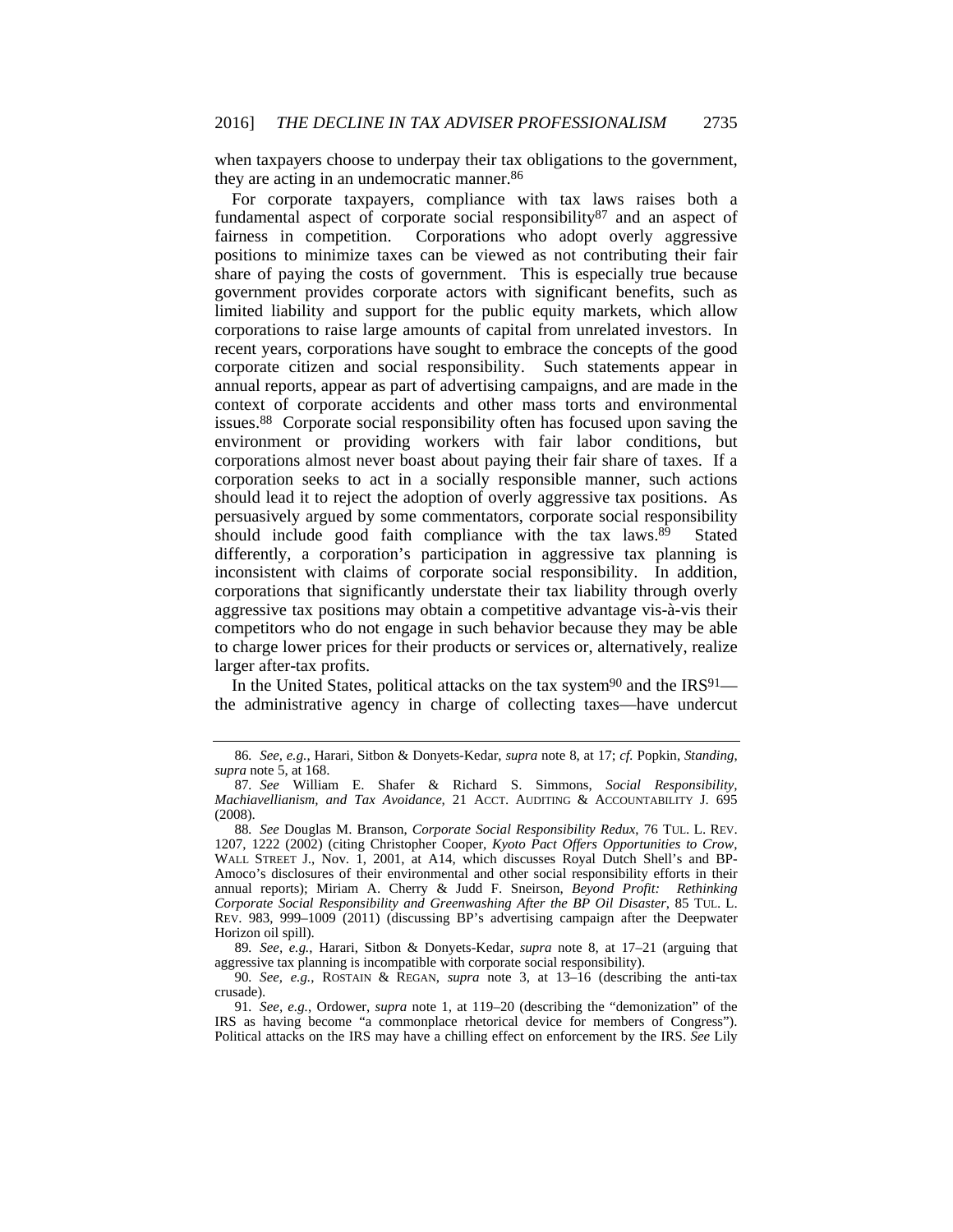when taxpayers choose to underpay their tax obligations to the government, they are acting in an undemocratic manner.[86]

For corporate taxpayers, compliance with tax laws raises both a fundamental aspect of corporate social responsibility[87] and an aspect of fairness in competition. Corporations who adopt overly aggressive positions to minimize taxes can be viewed as not contributing their fair share of paying the costs of government. This is especially true because government provides corporate actors with significant benefits, such as limited liability and support for the public equity markets, which allow corporations to raise large amounts of capital from unrelated investors. In recent years, corporations have sought to embrace the concepts of the good corporate citizen and social responsibility. Such statements appear in annual reports, appear as part of advertising campaigns, and are made in the context of corporate accidents and other mass torts and environmental issues.[88] Corporate social responsibility often has focused upon saving the environment or providing workers with fair labor conditions, but corporations almost never boast about paying their fair share of taxes. If a corporation seeks to act in a socially responsible manner, such actions should lead it to reject the adoption of overly aggressive tax positions. As persuasively argued by some commentators, corporate social responsibility should include good faith compliance with the tax laws.[89] Stated differently, a corporation's participation in aggressive tax planning is inconsistent with claims of corporate social responsibility. In addition, corporations that significantly understate their tax liability through overly aggressive tax positions may obtain a competitive advantage vis-à-vis their competitors who do not engage in such behavior because they may be able to charge lower prices for their products or services or, alternatively, realize larger after-tax profits.

In the United States, political attacks on the tax system[90] and the IRS[91]—the administrative agency in charge of collecting taxes—have undercut

---

86. *See, e.g.*, Harari, Sitbon & Donyets-Kedar, *supra* note 8, at 17; *cf.* Popkin, *Standing*, *supra* note 5, at 168.

87. *See* William E. Shafer & Richard S. Simmons, *Social Responsibility, Machiavellianism, and Tax Avoidance*, 21 ACCT. AUDITING & ACCOUNTABILITY J. 695 (2008).

88. *See* Douglas M. Branson, *Corporate Social Responsibility Redux*, 76 TUL. L. REV. 1207, 1222 (2002) (citing Christopher Cooper, *Kyoto Pact Offers Opportunities to Crow*, WALL STREET J., Nov. 1, 2001, at A14, which discusses Royal Dutch Shell's and BP-Amoco's disclosures of their environmental and other social responsibility efforts in their annual reports); Miriam A. Cherry & Judd F. Sneirson, *Beyond Profit: Rethinking Corporate Social Responsibility and Greenwashing After the BP Oil Disaster*, 85 TUL. L. REV. 983, 999–1009 (2011) (discussing BP's advertising campaign after the Deepwater Horizon oil spill).

89. *See, e.g.*, Harari, Sitbon & Donyets-Kedar, *supra* note 8, at 17–21 (arguing that aggressive tax planning is incompatible with corporate social responsibility).

90. *See, e.g.*, ROSTAIN & REGAN, *supra* note 3, at 13–16 (describing the anti-tax crusade).

91. *See, e.g.*, Ordower, *supra* note 1, at 119–20 (describing the "demonization" of the IRS as having become "a commonplace rhetorical device for members of Congress"). Political attacks on the IRS may have a chilling effect on enforcement by the IRS. *See* Lily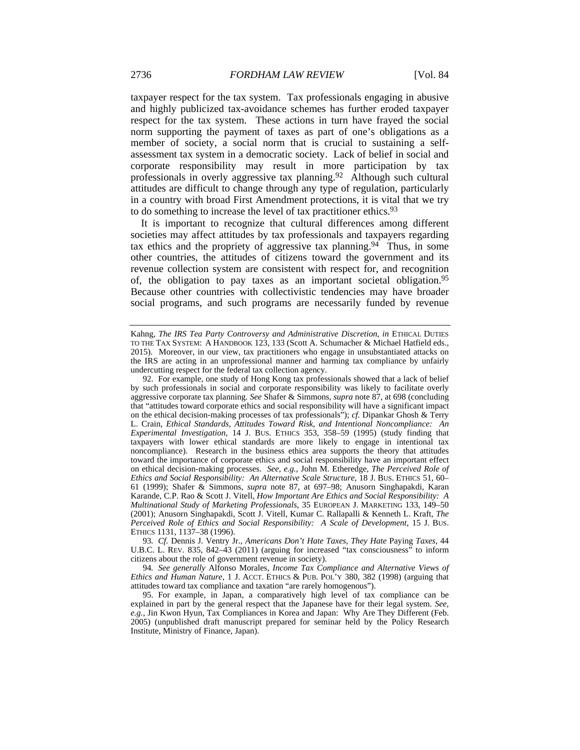taxpayer respect for the tax system. Tax professionals engaging in abusive and highly publicized tax-avoidance schemes has further eroded taxpayer respect for the tax system. These actions in turn have frayed the social norm supporting the payment of taxes as part of one's obligations as a member of society, a social norm that is crucial to sustaining a self-assessment tax system in a democratic society. Lack of belief in social and corporate responsibility may result in more participation by tax professionals in overly aggressive tax planning.[92] Although such cultural attitudes are difficult to change through any type of regulation, particularly in a country with broad First Amendment protections, it is vital that we try to do something to increase the level of tax practitioner ethics.[93]

It is important to recognize that cultural differences among different societies may affect attitudes by tax professionals and taxpayers regarding tax ethics and the propriety of aggressive tax planning.[94] Thus, in some other countries, the attitudes of citizens toward the government and its revenue collection system are consistent with respect for, and recognition of, the obligation to pay taxes as an important societal obligation.[95] Because other countries with collectivistic tendencies may have broader social programs, and such programs are necessarily funded by revenue

---

Kahng, *The IRS Tea Party Controversy and Administrative Discretion*, *in* ETHICAL DUTIES TO THE TAX SYSTEM: A HANDBOOK 123, 133 (Scott A. Schumacher & Michael Hatfield eds., 2015). Moreover, in our view, tax practitioners who engage in unsubstantiated attacks on the IRS are acting in an unprofessional manner and harming tax compliance by unfairly undercutting respect for the federal tax collection agency.

92. For example, one study of Hong Kong tax professionals showed that a lack of belief by such professionals in social and corporate responsibility was likely to facilitate overly aggressive corporate tax planning. *See* Shafer & Simmons, *supra* note 87, at 698 (concluding that "attitudes toward corporate ethics and social responsibility will have a significant impact on the ethical decision-making processes of tax professionals"); *cf.* Dipankar Ghosh & Terry L. Crain, *Ethical Standards, Attitudes Toward Risk, and Intentional Noncompliance: An Experimental Investigation*, 14 J. BUS. ETHICS 353, 358–59 (1995) (study finding that taxpayers with lower ethical standards are more likely to engage in intentional tax noncompliance). Research in the business ethics area supports the theory that attitudes toward the importance of corporate ethics and social responsibility have an important effect on ethical decision-making processes. *See, e.g.*, John M. Etheredge, *The Perceived Role of Ethics and Social Responsibility: An Alternative Scale Structure*, 18 J. BUS. ETHICS 51, 60–61 (1999); Shafer & Simmons, *supra* note 87, at 697–98; Anusorn Singhapakdi, Karan Karande, C.P. Rao & Scott J. Vitell, *How Important Are Ethics and Social Responsibility: A Multinational Study of Marketing Professionals*, 35 EUROPEAN J. MARKETING 133, 149–50 (2001); Anusorn Singhapakdi, Scott J. Vitell, Kumar C. Rallapalli & Kenneth L. Kraft, *The Perceived Role of Ethics and Social Responsibility: A Scale of Development*, 15 J. BUS. ETHICS 1131, 1137–38 (1996).

93. *Cf.* Dennis J. Ventry Jr., *Americans Don't Hate Taxes, They Hate* Paying *Taxes*, 44 U.B.C. L. REV. 835, 842–43 (2011) (arguing for increased "tax consciousness" to inform citizens about the role of government revenue in society).

94. *See generally* Alfonso Morales, *Income Tax Compliance and Alternative Views of Ethics and Human Nature*, 1 J. ACCT. ETHICS & PUB. POL'Y 380, 382 (1998) (arguing that attitudes toward tax compliance and taxation "are rarely homogenous").

95. For example, in Japan, a comparatively high level of tax compliance can be explained in part by the general respect that the Japanese have for their legal system. *See, e.g.*, Jin Kwon Hyun, Tax Compliances in Korea and Japan: Why Are They Different (Feb. 2005) (unpublished draft manuscript prepared for seminar held by the Policy Research Institute, Ministry of Finance, Japan).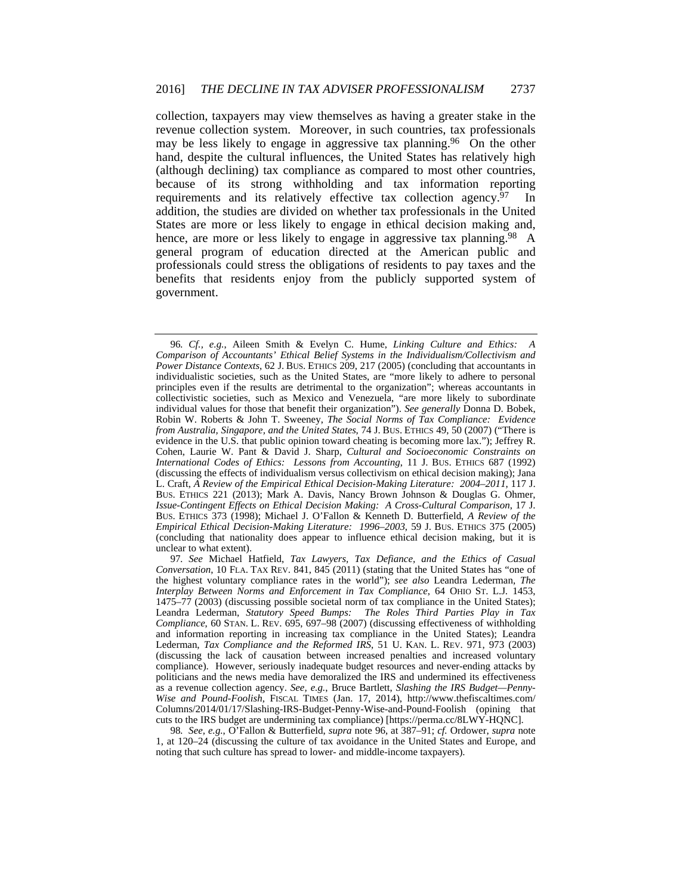collection, taxpayers may view themselves as having a greater stake in the revenue collection system. Moreover, in such countries, tax professionals may be less likely to engage in aggressive tax planning.[96] On the other hand, despite the cultural influences, the United States has relatively high (although declining) tax compliance as compared to most other countries, because of its strong withholding and tax information reporting requirements and its relatively effective tax collection agency.[97] In addition, the studies are divided on whether tax professionals in the United States are more or less likely to engage in ethical decision making and, hence, are more or less likely to engage in aggressive tax planning.[98] A general program of education directed at the American public and professionals could stress the obligations of residents to pay taxes and the benefits that residents enjoy from the publicly supported system of government.

---

96. *Cf., e.g.*, Aileen Smith & Evelyn C. Hume, *Linking Culture and Ethics: A Comparison of Accountants' Ethical Belief Systems in the Individualism/Collectivism and Power Distance Contexts*, 62 J. BUS. ETHICS 209, 217 (2005) (concluding that accountants in individualistic societies, such as the United States, are "more likely to adhere to personal principles even if the results are detrimental to the organization"; whereas accountants in collectivistic societies, such as Mexico and Venezuela, "are more likely to subordinate individual values for those that benefit their organization"). *See generally* Donna D. Bobek, Robin W. Roberts & John T. Sweeney, *The Social Norms of Tax Compliance: Evidence from Australia, Singapore, and the United States*, 74 J. BUS. ETHICS 49, 50 (2007) ("There is evidence in the U.S. that public opinion toward cheating is becoming more lax."); Jeffrey R. Cohen, Laurie W. Pant & David J. Sharp, *Cultural and Socioeconomic Constraints on International Codes of Ethics: Lessons from Accounting*, 11 J. BUS. ETHICS 687 (1992) (discussing the effects of individualism versus collectivism on ethical decision making); Jana L. Craft, *A Review of the Empirical Ethical Decision-Making Literature: 2004–2011*, 117 J. BUS. ETHICS 221 (2013); Mark A. Davis, Nancy Brown Johnson & Douglas G. Ohmer, *Issue-Contingent Effects on Ethical Decision Making: A Cross-Cultural Comparison*, 17 J. BUS. ETHICS 373 (1998); Michael J. O'Fallon & Kenneth D. Butterfield, *A Review of the Empirical Ethical Decision-Making Literature: 1996–2003*, 59 J. BUS. ETHICS 375 (2005) (concluding that nationality does appear to influence ethical decision making, but it is unclear to what extent).

97. *See* Michael Hatfield, *Tax Lawyers, Tax Defiance, and the Ethics of Casual Conversation*, 10 FLA. TAX REV. 841, 845 (2011) (stating that the United States has "one of the highest voluntary compliance rates in the world"); *see also* Leandra Lederman, *The Interplay Between Norms and Enforcement in Tax Compliance*, 64 OHIO ST. L.J. 1453, 1475–77 (2003) (discussing possible societal norm of tax compliance in the United States); Leandra Lederman, *Statutory Speed Bumps: The Roles Third Parties Play in Tax Compliance*, 60 STAN. L. REV. 695, 697–98 (2007) (discussing effectiveness of withholding and information reporting in increasing tax compliance in the United States); Leandra Lederman, *Tax Compliance and the Reformed IRS*, 51 U. KAN. L. REV. 971, 973 (2003) (discussing the lack of causation between increased penalties and increased voluntary compliance). However, seriously inadequate budget resources and never-ending attacks by politicians and the news media have demoralized the IRS and undermined its effectiveness as a revenue collection agency. *See, e.g.*, Bruce Bartlett, *Slashing the IRS Budget—Penny-Wise and Pound-Foolish*, FISCAL TIMES (Jan. 17, 2014), http://www.thefiscaltimes.com/Columns/2014/01/17/Slashing-IRS-Budget-Penny-Wise-and-Pound-Foolish (opining that cuts to the IRS budget are undermining tax compliance) [https://perma.cc/8LWY-HQNC].

98. *See, e.g.*, O'Fallon & Butterfield, *supra* note 96, at 387–91; *cf.* Ordower, *supra* note 1, at 120–24 (discussing the culture of tax avoidance in the United States and Europe, and noting that such culture has spread to lower- and middle-income taxpayers).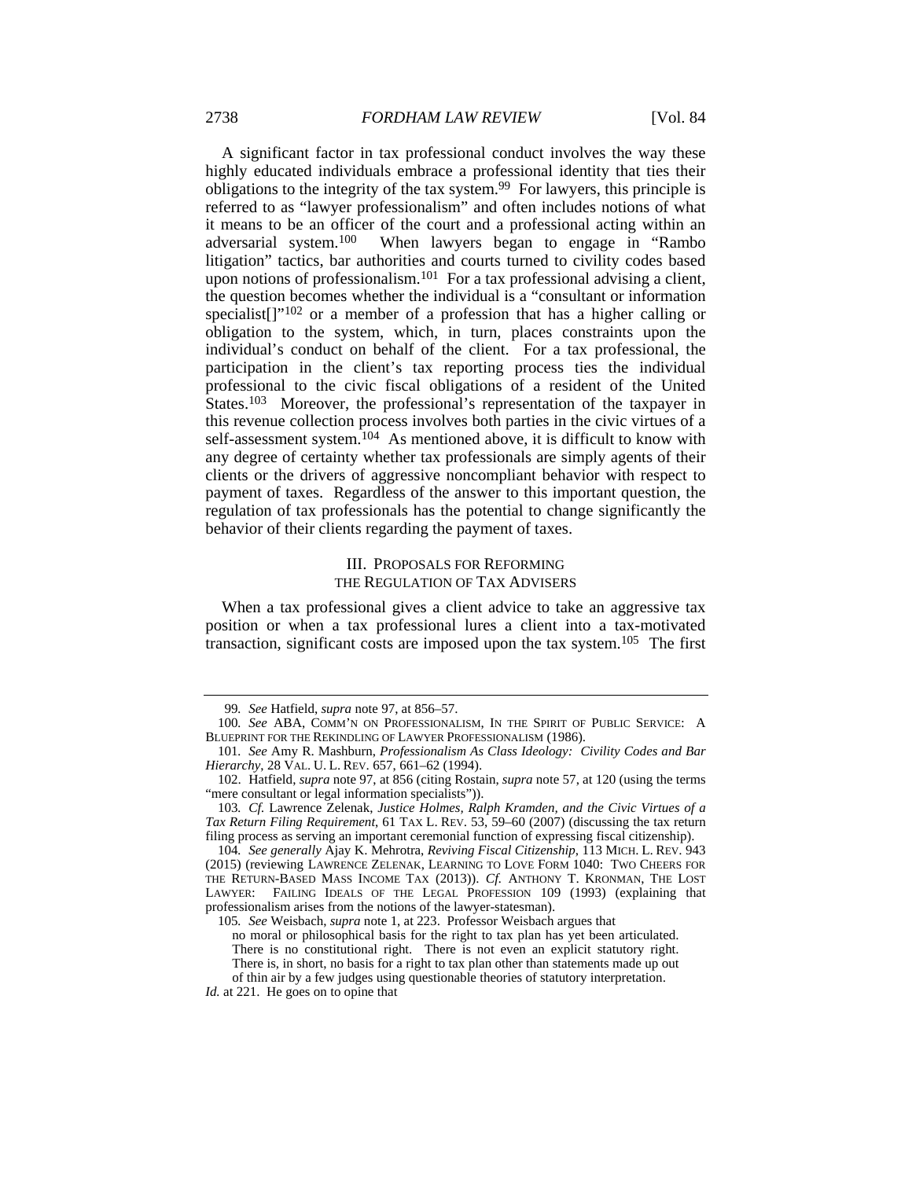A significant factor in tax professional conduct involves the way these highly educated individuals embrace a professional identity that ties their obligations to the integrity of the tax system.[99] For lawyers, this principle is referred to as "lawyer professionalism" and often includes notions of what it means to be an officer of the court and a professional acting within an adversarial system.[100] When lawyers began to engage in "Rambo litigation" tactics, bar authorities and courts turned to civility codes based upon notions of professionalism.[101] For a tax professional advising a client, the question becomes whether the individual is a "consultant or information specialist[]"[102] or a member of a profession that has a higher calling or obligation to the system, which, in turn, places constraints upon the individual's conduct on behalf of the client. For a tax professional, the participation in the client's tax reporting process ties the individual professional to the civic fiscal obligations of a resident of the United States.[103] Moreover, the professional's representation of the taxpayer in this revenue collection process involves both parties in the civic virtues of a self-assessment system.[104] As mentioned above, it is difficult to know with any degree of certainty whether tax professionals are simply agents of their clients or the drivers of aggressive noncompliant behavior with respect to payment of taxes. Regardless of the answer to this important question, the regulation of tax professionals has the potential to change significantly the behavior of their clients regarding the payment of taxes.

## III. PROPOSALS FOR REFORMING THE REGULATION OF TAX ADVISERS

When a tax professional gives a client advice to take an aggressive tax position or when a tax professional lures a client into a tax-motivated transaction, significant costs are imposed upon the tax system.[105] The first

---

99. *See* Hatfield, *supra* note 97, at 856–57.

100. *See* ABA, COMM'N ON PROFESSIONALISM, IN THE SPIRIT OF PUBLIC SERVICE: A BLUEPRINT FOR THE REKINDLING OF LAWYER PROFESSIONALISM (1986).

101. *See* Amy R. Mashburn, *Professionalism As Class Ideology: Civility Codes and Bar Hierarchy*, 28 VAL. U. L. REV. 657, 661–62 (1994).

102. Hatfield, *supra* note 97, at 856 (citing Rostain, *supra* note 57, at 120 (using the terms "mere consultant or legal information specialists")).

103. *Cf.* Lawrence Zelenak, *Justice Holmes, Ralph Kramden, and the Civic Virtues of a Tax Return Filing Requirement*, 61 TAX L. REV. 53, 59–60 (2007) (discussing the tax return filing process as serving an important ceremonial function of expressing fiscal citizenship).

104. *See generally* Ajay K. Mehrotra, *Reviving Fiscal Citizenship*, 113 MICH. L. REV. 943 (2015) (reviewing LAWRENCE ZELENAK, LEARNING TO LOVE FORM 1040: TWO CHEERS FOR THE RETURN-BASED MASS INCOME TAX (2013)). *Cf.* ANTHONY T. KRONMAN, THE LOST LAWYER: FAILING IDEALS OF THE LEGAL PROFESSION 109 (1993) (explaining that professionalism arises from the notions of the lawyer-statesman).

105. *See* Weisbach, *supra* note 1, at 223. Professor Weisbach argues that

> no moral or philosophical basis for the right to tax plan has yet been articulated. There is no constitutional right. There is not even an explicit statutory right. There is, in short, no basis for a right to tax plan other than statements made up out of thin air by a few judges using questionable theories of statutory interpretation.

*Id.* at 221. He goes on to opine that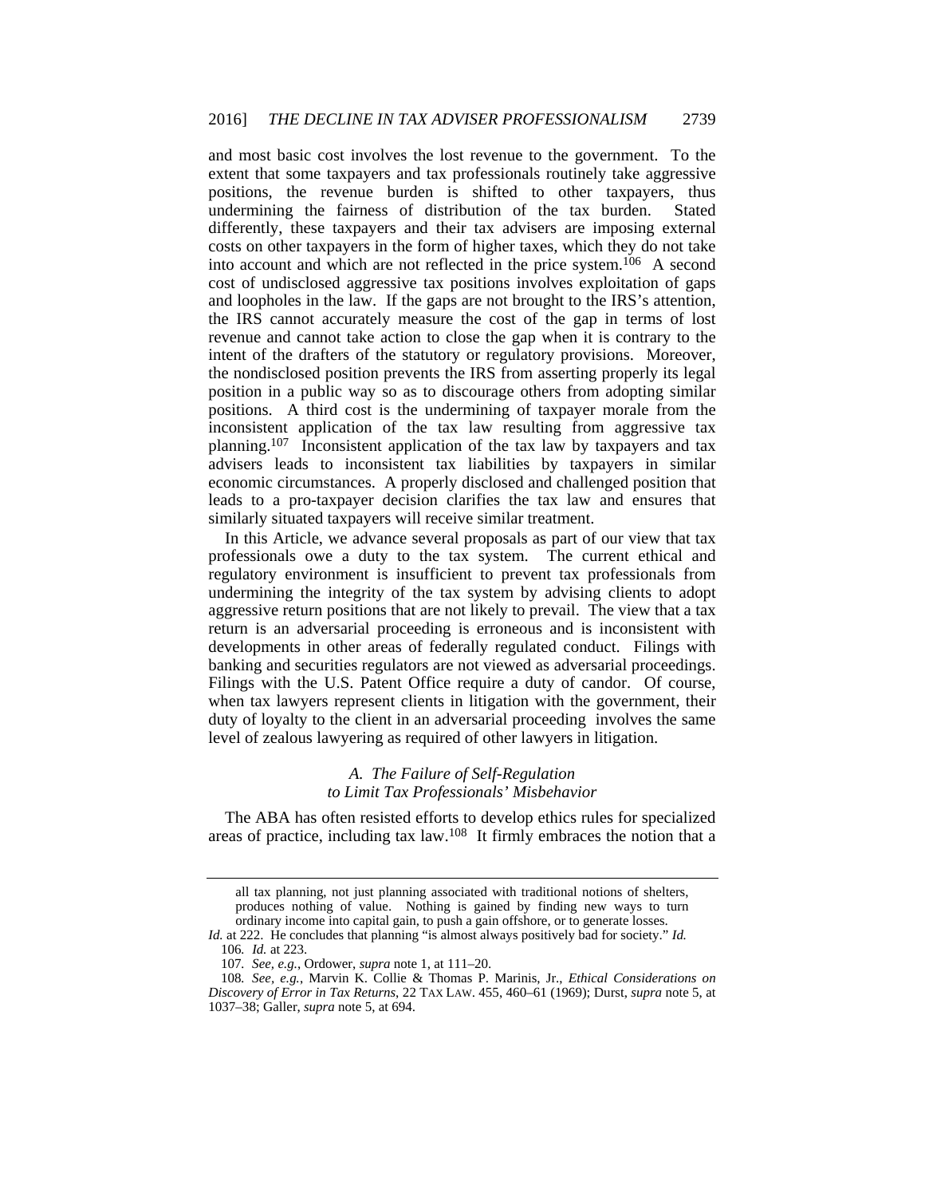and most basic cost involves the lost revenue to the government. To the extent that some taxpayers and tax professionals routinely take aggressive positions, the revenue burden is shifted to other taxpayers, thus undermining the fairness of distribution of the tax burden. Stated differently, these taxpayers and their tax advisers are imposing external costs on other taxpayers in the form of higher taxes, which they do not take into account and which are not reflected in the price system.[106] A second cost of undisclosed aggressive tax positions involves exploitation of gaps and loopholes in the law. If the gaps are not brought to the IRS's attention, the IRS cannot accurately measure the cost of the gap in terms of lost revenue and cannot take action to close the gap when it is contrary to the intent of the drafters of the statutory or regulatory provisions. Moreover, the nondisclosed position prevents the IRS from asserting properly its legal position in a public way so as to discourage others from adopting similar positions. A third cost is the undermining of taxpayer morale from the inconsistent application of the tax law resulting from aggressive tax planning.[107] Inconsistent application of the tax law by taxpayers and tax advisers leads to inconsistent tax liabilities by taxpayers in similar economic circumstances. A properly disclosed and challenged position that leads to a pro-taxpayer decision clarifies the tax law and ensures that similarly situated taxpayers will receive similar treatment.

In this Article, we advance several proposals as part of our view that tax professionals owe a duty to the tax system. The current ethical and regulatory environment is insufficient to prevent tax professionals from undermining the integrity of the tax system by advising clients to adopt aggressive return positions that are not likely to prevail. The view that a tax return is an adversarial proceeding is erroneous and is inconsistent with developments in other areas of federally regulated conduct. Filings with banking and securities regulators are not viewed as adversarial proceedings. Filings with the U.S. Patent Office require a duty of candor. Of course, when tax lawyers represent clients in litigation with the government, their duty of loyalty to the client in an adversarial proceeding involves the same level of zealous lawyering as required of other lawyers in litigation.

### *A. The Failure of Self-Regulation to Limit Tax Professionals' Misbehavior*

The ABA has often resisted efforts to develop ethics rules for specialized areas of practice, including tax law.[108] It firmly embraces the notion that a

---

all tax planning, not just planning associated with traditional notions of shelters, produces nothing of value. Nothing is gained by finding new ways to turn ordinary income into capital gain, to push a gain offshore, or to generate losses.

*Id.* at 222. He concludes that planning "is almost always positively bad for society." *Id.*

106. *Id.* at 223.

107. *See, e.g.*, Ordower, *supra* note 1, at 111–20.

108. *See, e.g.*, Marvin K. Collie & Thomas P. Marinis, Jr., *Ethical Considerations on Discovery of Error in Tax Returns*, 22 TAX LAW. 455, 460–61 (1969); Durst, *supra* note 5, at 1037–38; Galler, *supra* note 5, at 694.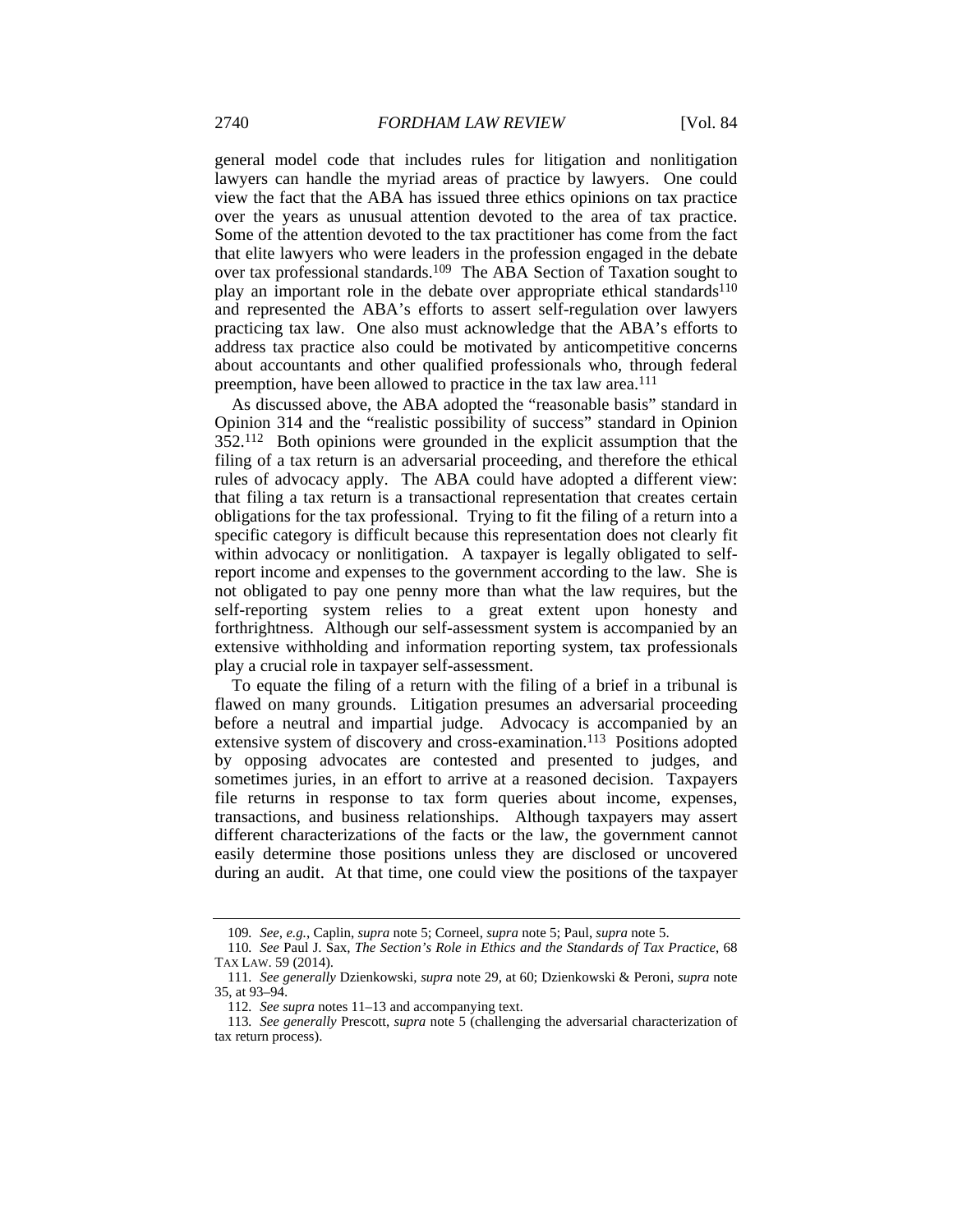general model code that includes rules for litigation and nonlitigation lawyers can handle the myriad areas of practice by lawyers. One could view the fact that the ABA has issued three ethics opinions on tax practice over the years as unusual attention devoted to the area of tax practice. Some of the attention devoted to the tax practitioner has come from the fact that elite lawyers who were leaders in the profession engaged in the debate over tax professional standards.[109] The ABA Section of Taxation sought to play an important role in the debate over appropriate ethical standards[110] and represented the ABA's efforts to assert self-regulation over lawyers practicing tax law. One also must acknowledge that the ABA's efforts to address tax practice also could be motivated by anticompetitive concerns about accountants and other qualified professionals who, through federal preemption, have been allowed to practice in the tax law area.[111]

As discussed above, the ABA adopted the "reasonable basis" standard in Opinion 314 and the "realistic possibility of success" standard in Opinion 352.[112] Both opinions were grounded in the explicit assumption that the filing of a tax return is an adversarial proceeding, and therefore the ethical rules of advocacy apply. The ABA could have adopted a different view: that filing a tax return is a transactional representation that creates certain obligations for the tax professional. Trying to fit the filing of a return into a specific category is difficult because this representation does not clearly fit within advocacy or nonlitigation. A taxpayer is legally obligated to self-report income and expenses to the government according to the law. She is not obligated to pay one penny more than what the law requires, but the self-reporting system relies to a great extent upon honesty and forthrightness. Although our self-assessment system is accompanied by an extensive withholding and information reporting system, tax professionals play a crucial role in taxpayer self-assessment.

To equate the filing of a return with the filing of a brief in a tribunal is flawed on many grounds. Litigation presumes an adversarial proceeding before a neutral and impartial judge. Advocacy is accompanied by an extensive system of discovery and cross-examination.[113] Positions adopted by opposing advocates are contested and presented to judges, and sometimes juries, in an effort to arrive at a reasoned decision. Taxpayers file returns in response to tax form queries about income, expenses, transactions, and business relationships. Although taxpayers may assert different characterizations of the facts or the law, the government cannot easily determine those positions unless they are disclosed or uncovered during an audit. At that time, one could view the positions of the taxpayer

---

109. *See, e.g.*, Caplin, *supra* note 5; Corneel, *supra* note 5; Paul, *supra* note 5.

110. *See* Paul J. Sax, *The Section's Role in Ethics and the Standards of Tax Practice*, 68 TAX LAW. 59 (2014).

111. *See generally* Dzienkowski, *supra* note 29, at 60; Dzienkowski & Peroni, *supra* note 35, at 93–94.

112. *See supra* notes 11–13 and accompanying text.

113. *See generally* Prescott, *supra* note 5 (challenging the adversarial characterization of tax return process).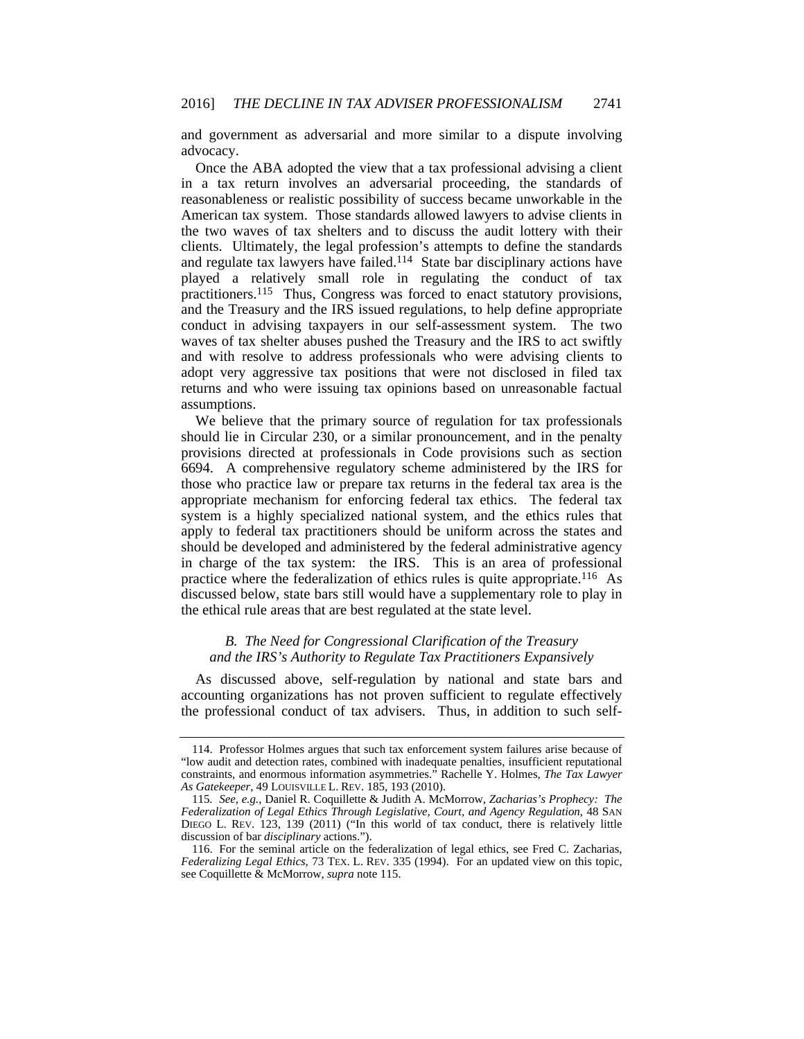and government as adversarial and more similar to a dispute involving advocacy.

Once the ABA adopted the view that a tax professional advising a client in a tax return involves an adversarial proceeding, the standards of reasonableness or realistic possibility of success became unworkable in the American tax system. Those standards allowed lawyers to advise clients in the two waves of tax shelters and to discuss the audit lottery with their clients. Ultimately, the legal profession's attempts to define the standards and regulate tax lawyers have failed.[114] State bar disciplinary actions have played a relatively small role in regulating the conduct of tax practitioners.[115] Thus, Congress was forced to enact statutory provisions, and the Treasury and the IRS issued regulations, to help define appropriate conduct in advising taxpayers in our self-assessment system. The two waves of tax shelter abuses pushed the Treasury and the IRS to act swiftly and with resolve to address professionals who were advising clients to adopt very aggressive tax positions that were not disclosed in filed tax returns and who were issuing tax opinions based on unreasonable factual assumptions.

We believe that the primary source of regulation for tax professionals should lie in Circular 230, or a similar pronouncement, and in the penalty provisions directed at professionals in Code provisions such as section 6694. A comprehensive regulatory scheme administered by the IRS for those who practice law or prepare tax returns in the federal tax area is the appropriate mechanism for enforcing federal tax ethics. The federal tax system is a highly specialized national system, and the ethics rules that apply to federal tax practitioners should be uniform across the states and should be developed and administered by the federal administrative agency in charge of the tax system: the IRS. This is an area of professional practice where the federalization of ethics rules is quite appropriate.[116] As discussed below, state bars still would have a supplementary role to play in the ethical rule areas that are best regulated at the state level.

### *B. The Need for Congressional Clarification of the Treasury and the IRS's Authority to Regulate Tax Practitioners Expansively*

As discussed above, self-regulation by national and state bars and accounting organizations has not proven sufficient to regulate effectively the professional conduct of tax advisers. Thus, in addition to such self-

---

114. Professor Holmes argues that such tax enforcement system failures arise because of "low audit and detection rates, combined with inadequate penalties, insufficient reputational constraints, and enormous information asymmetries." Rachelle Y. Holmes, *The Tax Lawyer As Gatekeeper*, 49 LOUISVILLE L. REV. 185, 193 (2010).

115. *See, e.g.*, Daniel R. Coquillette & Judith A. McMorrow, *Zacharias's Prophecy: The Federalization of Legal Ethics Through Legislative, Court, and Agency Regulation*, 48 SAN DIEGO L. REV. 123, 139 (2011) ("In this world of tax conduct, there is relatively little discussion of bar *disciplinary* actions.").

116. For the seminal article on the federalization of legal ethics, see Fred C. Zacharias, *Federalizing Legal Ethics*, 73 TEX. L. REV. 335 (1994). For an updated view on this topic, see Coquillette & McMorrow, *supra* note 115.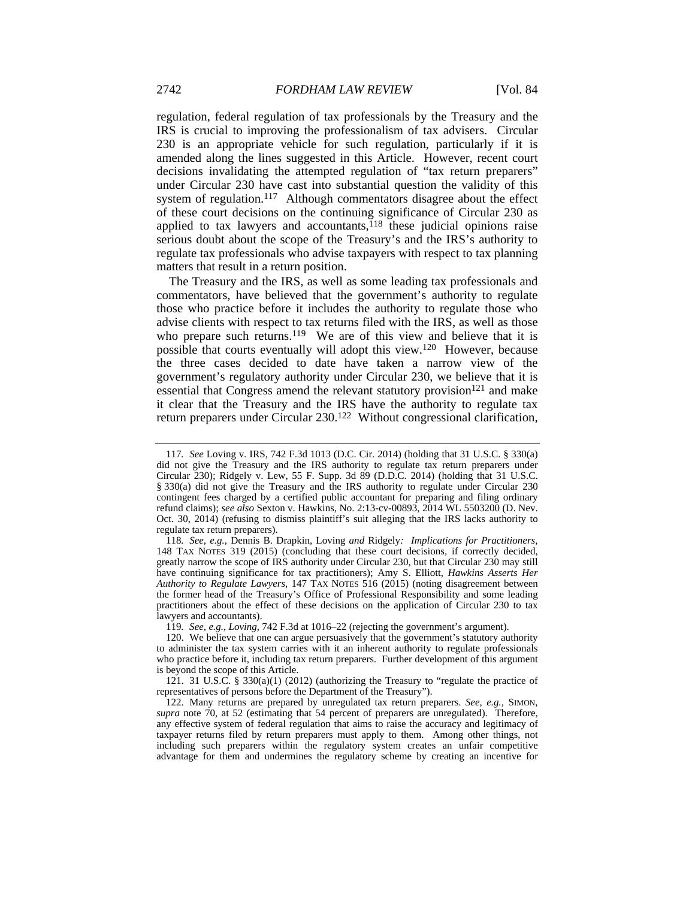regulation, federal regulation of tax professionals by the Treasury and the IRS is crucial to improving the professionalism of tax advisers. Circular 230 is an appropriate vehicle for such regulation, particularly if it is amended along the lines suggested in this Article. However, recent court decisions invalidating the attempted regulation of "tax return preparers" under Circular 230 have cast into substantial question the validity of this system of regulation.[117] Although commentators disagree about the effect of these court decisions on the continuing significance of Circular 230 as applied to tax lawyers and accountants,[118] these judicial opinions raise serious doubt about the scope of the Treasury's and the IRS's authority to regulate tax professionals who advise taxpayers with respect to tax planning matters that result in a return position.

The Treasury and the IRS, as well as some leading tax professionals and commentators, have believed that the government's authority to regulate those who practice before it includes the authority to regulate those who advise clients with respect to tax returns filed with the IRS, as well as those who prepare such returns.[119] We are of this view and believe that it is possible that courts eventually will adopt this view.[120] However, because the three cases decided to date have taken a narrow view of the government's regulatory authority under Circular 230, we believe that it is essential that Congress amend the relevant statutory provision[121] and make it clear that the Treasury and the IRS have the authority to regulate tax return preparers under Circular 230.[122] Without congressional clarification,

117. *See* Loving v. IRS, 742 F.3d 1013 (D.C. Cir. 2014) (holding that 31 U.S.C. § 330(a) did not give the Treasury and the IRS authority to regulate tax return preparers under Circular 230); Ridgely v. Lew, 55 F. Supp. 3d 89 (D.D.C. 2014) (holding that 31 U.S.C. § 330(a) did not give the Treasury and the IRS authority to regulate under Circular 230 contingent fees charged by a certified public accountant for preparing and filing ordinary refund claims); *see also* Sexton v. Hawkins, No. 2:13-cv-00893, 2014 WL 5503200 (D. Nev. Oct. 30, 2014) (refusing to dismiss plaintiff's suit alleging that the IRS lacks authority to regulate tax return preparers).

118. *See, e.g.*, Dennis B. Drapkin, Loving *and* Ridgely*: Implications for Practitioners*, 148 TAX NOTES 319 (2015) (concluding that these court decisions, if correctly decided, greatly narrow the scope of IRS authority under Circular 230, but that Circular 230 may still have continuing significance for tax practitioners); Amy S. Elliott, *Hawkins Asserts Her Authority to Regulate Lawyers*, 147 TAX NOTES 516 (2015) (noting disagreement between the former head of the Treasury's Office of Professional Responsibility and some leading practitioners about the effect of these decisions on the application of Circular 230 to tax lawyers and accountants).

119. *See, e.g.*, *Loving*, 742 F.3d at 1016–22 (rejecting the government's argument).

120. We believe that one can argue persuasively that the government's statutory authority to administer the tax system carries with it an inherent authority to regulate professionals who practice before it, including tax return preparers. Further development of this argument is beyond the scope of this Article.

121. 31 U.S.C. § 330(a)(1) (2012) (authorizing the Treasury to "regulate the practice of representatives of persons before the Department of the Treasury").

122. Many returns are prepared by unregulated tax return preparers. *See, e.g.*, SIMON, *supra* note 70, at 52 (estimating that 54 percent of preparers are unregulated). Therefore, any effective system of federal regulation that aims to raise the accuracy and legitimacy of taxpayer returns filed by return preparers must apply to them. Among other things, not including such preparers within the regulatory system creates an unfair competitive advantage for them and undermines the regulatory scheme by creating an incentive for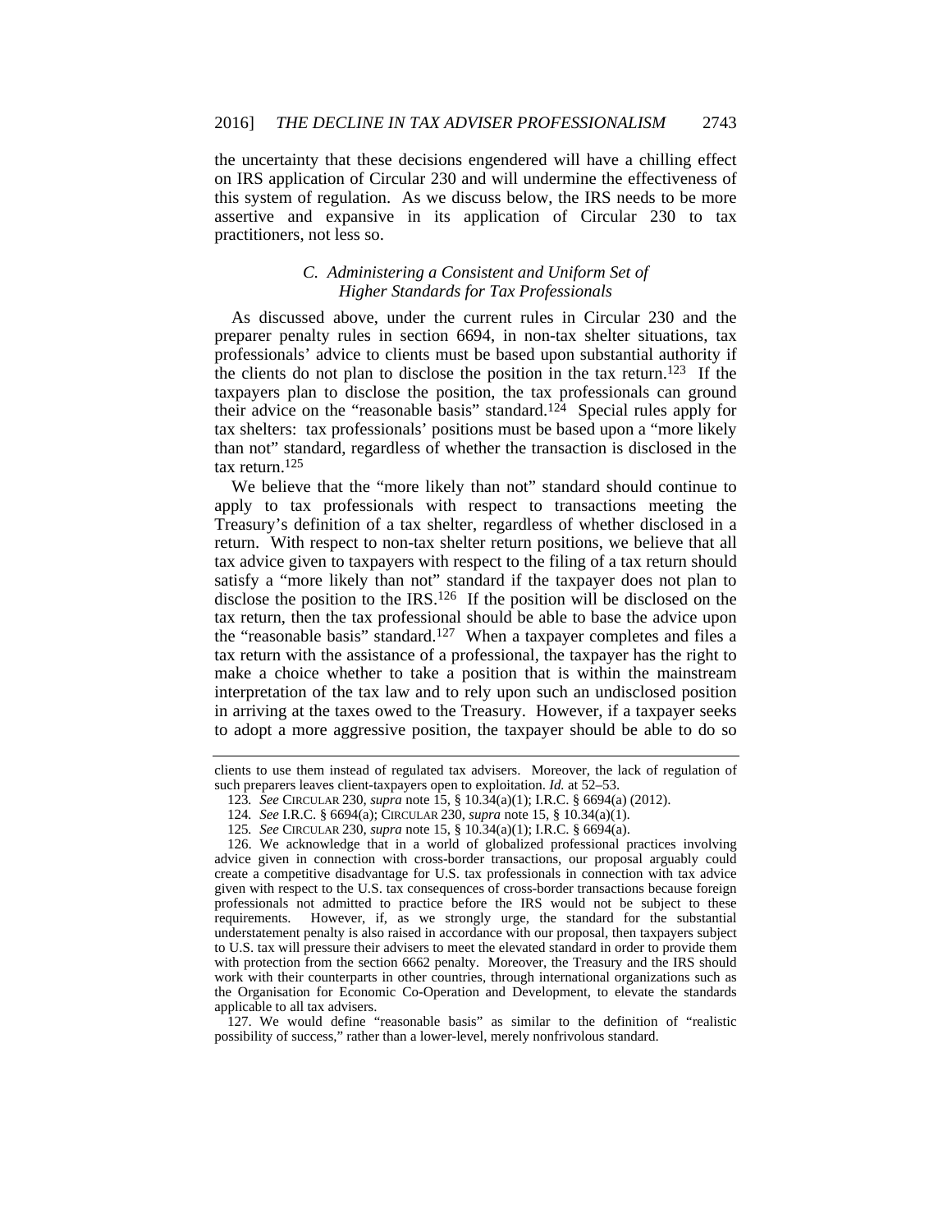the uncertainty that these decisions engendered will have a chilling effect on IRS application of Circular 230 and will undermine the effectiveness of this system of regulation. As we discuss below, the IRS needs to be more assertive and expansive in its application of Circular 230 to tax practitioners, not less so.

### *C. Administering a Consistent and Uniform Set of Higher Standards for Tax Professionals*

As discussed above, under the current rules in Circular 230 and the preparer penalty rules in section 6694, in non-tax shelter situations, tax professionals' advice to clients must be based upon substantial authority if the clients do not plan to disclose the position in the tax return.[123] If the taxpayers plan to disclose the position, the tax professionals can ground their advice on the "reasonable basis" standard.[124] Special rules apply for tax shelters: tax professionals' positions must be based upon a "more likely than not" standard, regardless of whether the transaction is disclosed in the tax return.[125]

We believe that the "more likely than not" standard should continue to apply to tax professionals with respect to transactions meeting the Treasury's definition of a tax shelter, regardless of whether disclosed in a return. With respect to non-tax shelter return positions, we believe that all tax advice given to taxpayers with respect to the filing of a tax return should satisfy a "more likely than not" standard if the taxpayer does not plan to disclose the position to the IRS.[126] If the position will be disclosed on the tax return, then the tax professional should be able to base the advice upon the "reasonable basis" standard.[127] When a taxpayer completes and files a tax return with the assistance of a professional, the taxpayer has the right to make a choice whether to take a position that is within the mainstream interpretation of the tax law and to rely upon such an undisclosed position in arriving at the taxes owed to the Treasury. However, if a taxpayer seeks to adopt a more aggressive position, the taxpayer should be able to do so

---

clients to use them instead of regulated tax advisers. Moreover, the lack of regulation of such preparers leaves client-taxpayers open to exploitation. *Id.* at 52–53.

123. *See* CIRCULAR 230, *supra* note 15, § 10.34(a)(1); I.R.C. § 6694(a) (2012).

124. *See* I.R.C. § 6694(a); CIRCULAR 230, *supra* note 15, § 10.34(a)(1).

125. *See* CIRCULAR 230, *supra* note 15, § 10.34(a)(1); I.R.C. § 6694(a).

126. We acknowledge that in a world of globalized professional practices involving advice given in connection with cross-border transactions, our proposal arguably could create a competitive disadvantage for U.S. tax professionals in connection with tax advice given with respect to the U.S. tax consequences of cross-border transactions because foreign professionals not admitted to practice before the IRS would not be subject to these requirements. However, if, as we strongly urge, the standard for the substantial understatement penalty is also raised in accordance with our proposal, then taxpayers subject to U.S. tax will pressure their advisers to meet the elevated standard in order to provide them with protection from the section 6662 penalty. Moreover, the Treasury and the IRS should work with their counterparts in other countries, through international organizations such as the Organisation for Economic Co-Operation and Development, to elevate the standards applicable to all tax advisers.

127. We would define "reasonable basis" as similar to the definition of "realistic possibility of success," rather than a lower-level, merely nonfrivolous standard.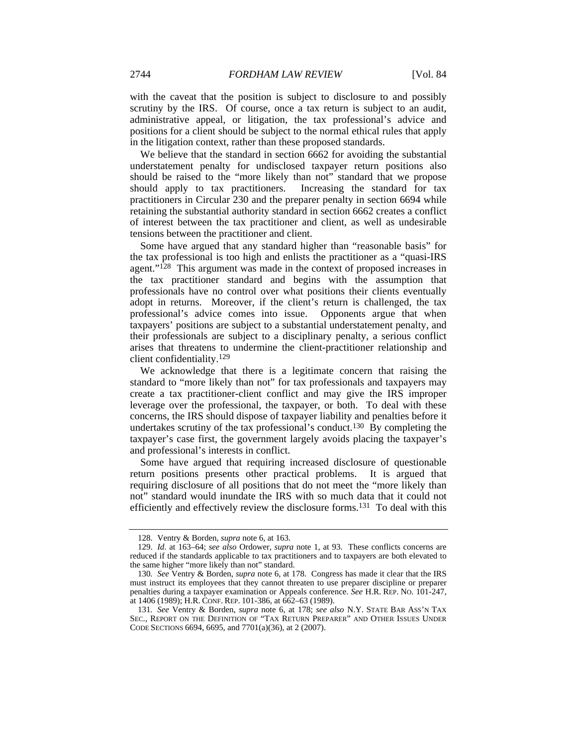with the caveat that the position is subject to disclosure to and possibly scrutiny by the IRS. Of course, once a tax return is subject to an audit, administrative appeal, or litigation, the tax professional's advice and positions for a client should be subject to the normal ethical rules that apply in the litigation context, rather than these proposed standards.

We believe that the standard in section 6662 for avoiding the substantial understatement penalty for undisclosed taxpayer return positions also should be raised to the "more likely than not" standard that we propose should apply to tax practitioners. Increasing the standard for tax practitioners in Circular 230 and the preparer penalty in section 6694 while retaining the substantial authority standard in section 6662 creates a conflict of interest between the tax practitioner and client, as well as undesirable tensions between the practitioner and client.

Some have argued that any standard higher than "reasonable basis" for the tax professional is too high and enlists the practitioner as a "quasi-IRS agent."[128] This argument was made in the context of proposed increases in the tax practitioner standard and begins with the assumption that professionals have no control over what positions their clients eventually adopt in returns. Moreover, if the client's return is challenged, the tax professional's advice comes into issue. Opponents argue that when taxpayers' positions are subject to a substantial understatement penalty, and their professionals are subject to a disciplinary penalty, a serious conflict arises that threatens to undermine the client-practitioner relationship and client confidentiality.[129]

We acknowledge that there is a legitimate concern that raising the standard to "more likely than not" for tax professionals and taxpayers may create a tax practitioner-client conflict and may give the IRS improper leverage over the professional, the taxpayer, or both. To deal with these concerns, the IRS should dispose of taxpayer liability and penalties before it undertakes scrutiny of the tax professional's conduct.[130] By completing the taxpayer's case first, the government largely avoids placing the taxpayer's and professional's interests in conflict.

Some have argued that requiring increased disclosure of questionable return positions presents other practical problems. It is argued that requiring disclosure of all positions that do not meet the "more likely than not" standard would inundate the IRS with so much data that it could not efficiently and effectively review the disclosure forms.[131] To deal with this

---

128. Ventry & Borden, *supra* note 6, at 163.

129. *Id.* at 163–64; *see also* Ordower, *supra* note 1, at 93. These conflicts concerns are reduced if the standards applicable to tax practitioners and to taxpayers are both elevated to the same higher "more likely than not" standard.

130. *See* Ventry & Borden, *supra* note 6, at 178. Congress has made it clear that the IRS must instruct its employees that they cannot threaten to use preparer discipline or preparer penalties during a taxpayer examination or Appeals conference. *See* H.R. REP. NO. 101-247, at 1406 (1989); H.R. CONF. REP. 101-386, at 662–63 (1989).

131. *See* Ventry & Borden, *supra* note 6, at 178; *see also* N.Y. STATE BAR ASS'N TAX SEC., REPORT ON THE DEFINITION OF "TAX RETURN PREPARER" AND OTHER ISSUES UNDER CODE SECTIONS 6694, 6695, and 7701(a)(36), at 2 (2007).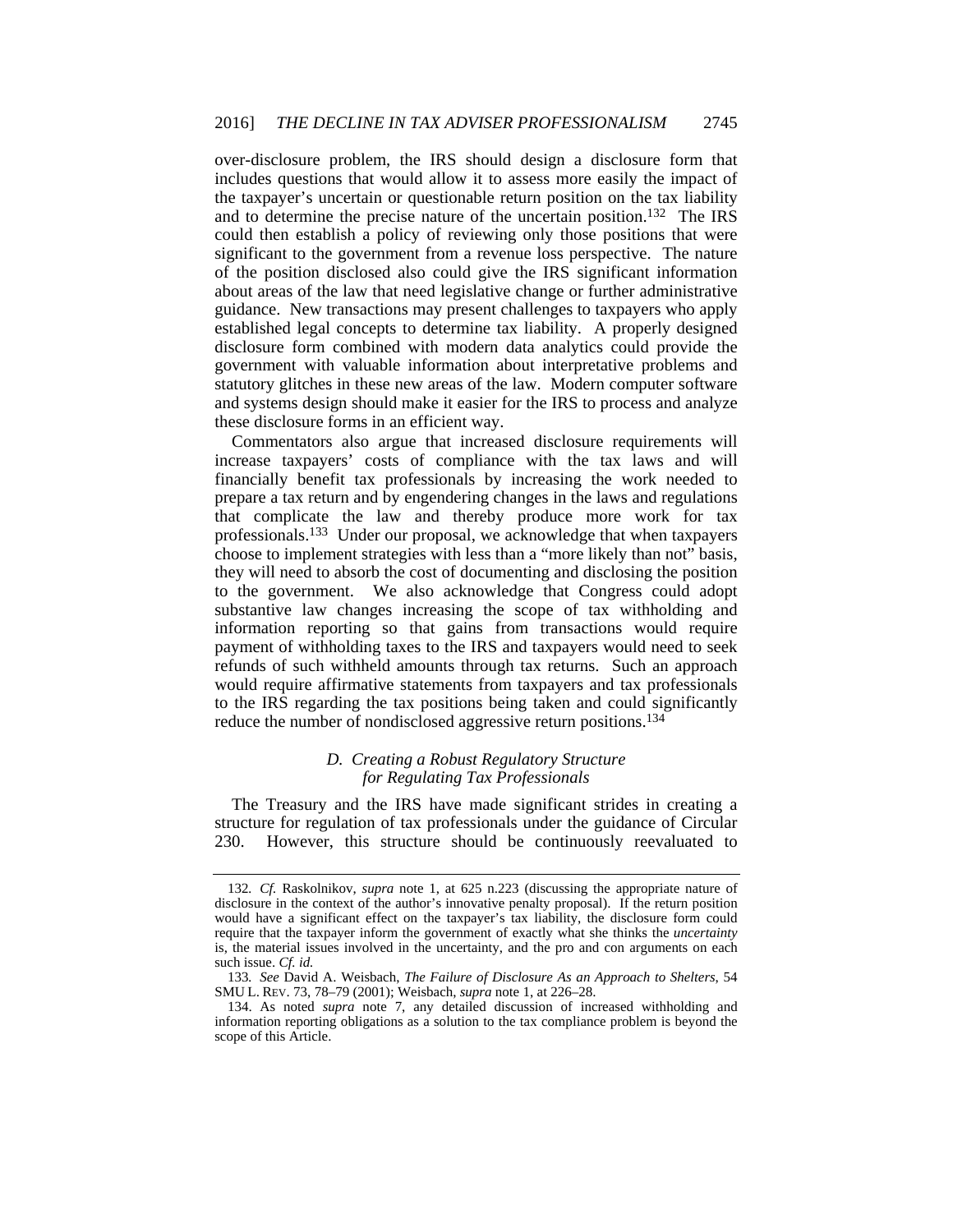over-disclosure problem, the IRS should design a disclosure form that includes questions that would allow it to assess more easily the impact of the taxpayer's uncertain or questionable return position on the tax liability and to determine the precise nature of the uncertain position.[132] The IRS could then establish a policy of reviewing only those positions that were significant to the government from a revenue loss perspective. The nature of the position disclosed also could give the IRS significant information about areas of the law that need legislative change or further administrative guidance. New transactions may present challenges to taxpayers who apply established legal concepts to determine tax liability. A properly designed disclosure form combined with modern data analytics could provide the government with valuable information about interpretative problems and statutory glitches in these new areas of the law. Modern computer software and systems design should make it easier for the IRS to process and analyze these disclosure forms in an efficient way.

Commentators also argue that increased disclosure requirements will increase taxpayers' costs of compliance with the tax laws and will financially benefit tax professionals by increasing the work needed to prepare a tax return and by engendering changes in the laws and regulations that complicate the law and thereby produce more work for tax professionals.[133] Under our proposal, we acknowledge that when taxpayers choose to implement strategies with less than a "more likely than not" basis, they will need to absorb the cost of documenting and disclosing the position to the government. We also acknowledge that Congress could adopt substantive law changes increasing the scope of tax withholding and information reporting so that gains from transactions would require payment of withholding taxes to the IRS and taxpayers would need to seek refunds of such withheld amounts through tax returns. Such an approach would require affirmative statements from taxpayers and tax professionals to the IRS regarding the tax positions being taken and could significantly reduce the number of nondisclosed aggressive return positions.[134]

### *D. Creating a Robust Regulatory Structure for Regulating Tax Professionals*

The Treasury and the IRS have made significant strides in creating a structure for regulation of tax professionals under the guidance of Circular 230. However, this structure should be continuously reevaluated to

---

132. *Cf.* Raskolnikov, *supra* note 1, at 625 n.223 (discussing the appropriate nature of disclosure in the context of the author's innovative penalty proposal). If the return position would have a significant effect on the taxpayer's tax liability, the disclosure form could require that the taxpayer inform the government of exactly what she thinks the *uncertainty* is, the material issues involved in the uncertainty, and the pro and con arguments on each such issue. *Cf. id.*

133. *See* David A. Weisbach, *The Failure of Disclosure As an Approach to Shelters*, 54 SMU L. REV. 73, 78–79 (2001); Weisbach, *supra* note 1, at 226–28.

134. As noted *supra* note 7, any detailed discussion of increased withholding and information reporting obligations as a solution to the tax compliance problem is beyond the scope of this Article.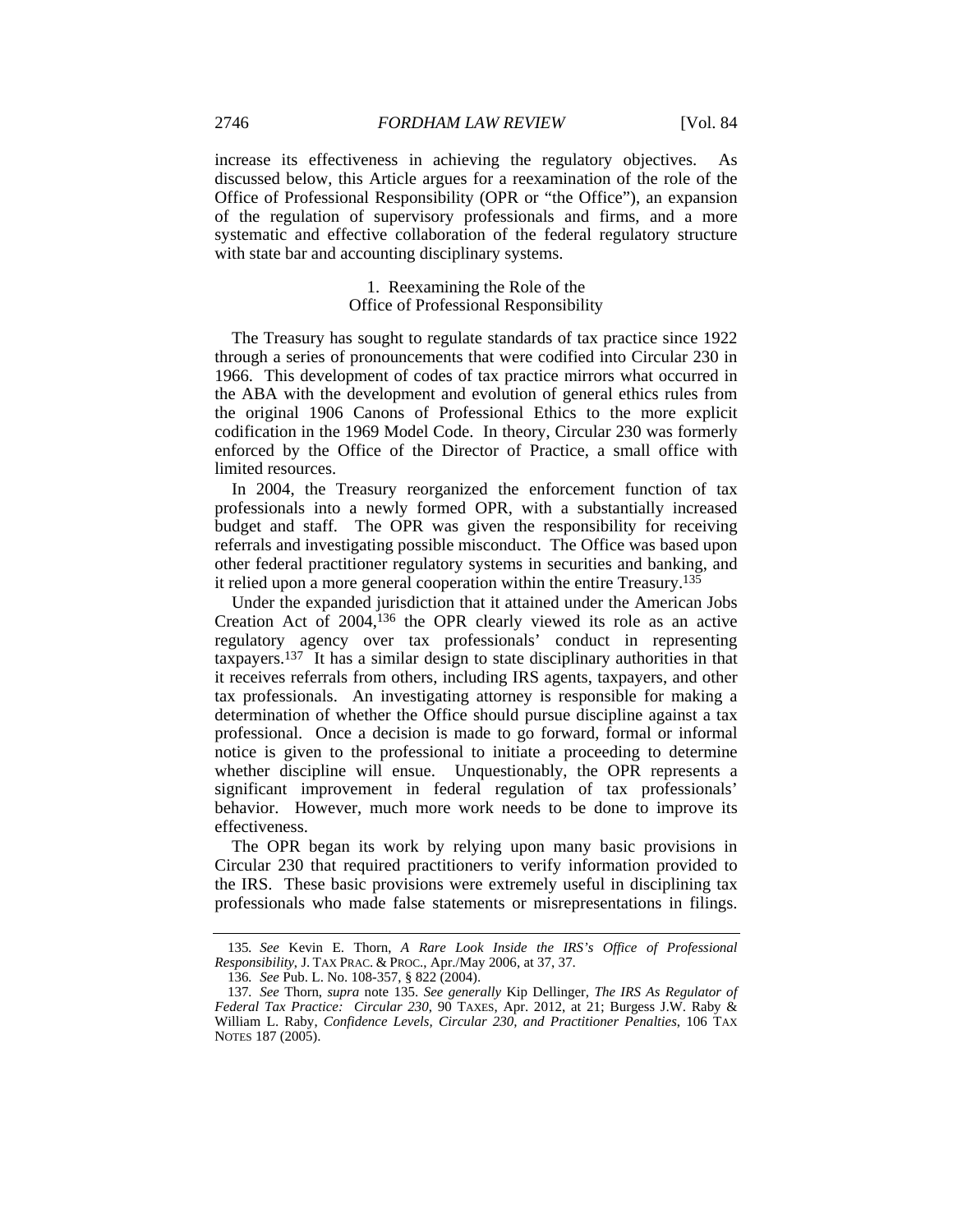increase its effectiveness in achieving the regulatory objectives. As discussed below, this Article argues for a reexamination of the role of the Office of Professional Responsibility (OPR or "the Office"), an expansion of the regulation of supervisory professionals and firms, and a more systematic and effective collaboration of the federal regulatory structure with state bar and accounting disciplinary systems.

#### 1. Reexamining the Role of the Office of Professional Responsibility

The Treasury has sought to regulate standards of tax practice since 1922 through a series of pronouncements that were codified into Circular 230 in 1966. This development of codes of tax practice mirrors what occurred in the ABA with the development and evolution of general ethics rules from the original 1906 Canons of Professional Ethics to the more explicit codification in the 1969 Model Code. In theory, Circular 230 was formerly enforced by the Office of the Director of Practice, a small office with limited resources.

In 2004, the Treasury reorganized the enforcement function of tax professionals into a newly formed OPR, with a substantially increased budget and staff. The OPR was given the responsibility for receiving referrals and investigating possible misconduct. The Office was based upon other federal practitioner regulatory systems in securities and banking, and it relied upon a more general cooperation within the entire Treasury.[135]

Under the expanded jurisdiction that it attained under the American Jobs Creation Act of 2004,[136] the OPR clearly viewed its role as an active regulatory agency over tax professionals' conduct in representing taxpayers.[137] It has a similar design to state disciplinary authorities in that it receives referrals from others, including IRS agents, taxpayers, and other tax professionals. An investigating attorney is responsible for making a determination of whether the Office should pursue discipline against a tax professional. Once a decision is made to go forward, formal or informal notice is given to the professional to initiate a proceeding to determine whether discipline will ensue. Unquestionably, the OPR represents a significant improvement in federal regulation of tax professionals' behavior. However, much more work needs to be done to improve its effectiveness.

The OPR began its work by relying upon many basic provisions in Circular 230 that required practitioners to verify information provided to the IRS. These basic provisions were extremely useful in disciplining tax professionals who made false statements or misrepresentations in filings.

---

135. *See* Kevin E. Thorn, *A Rare Look Inside the IRS's Office of Professional Responsibility*, J. TAX PRAC. & PROC., Apr./May 2006, at 37, 37.

136. *See* Pub. L. No. 108-357, § 822 (2004).

137. *See* Thorn, *supra* note 135. *See generally* Kip Dellinger, *The IRS As Regulator of Federal Tax Practice: Circular 230*, 90 TAXES, Apr. 2012, at 21; Burgess J.W. Raby & William L. Raby, *Confidence Levels, Circular 230, and Practitioner Penalties*, 106 TAX NOTES 187 (2005).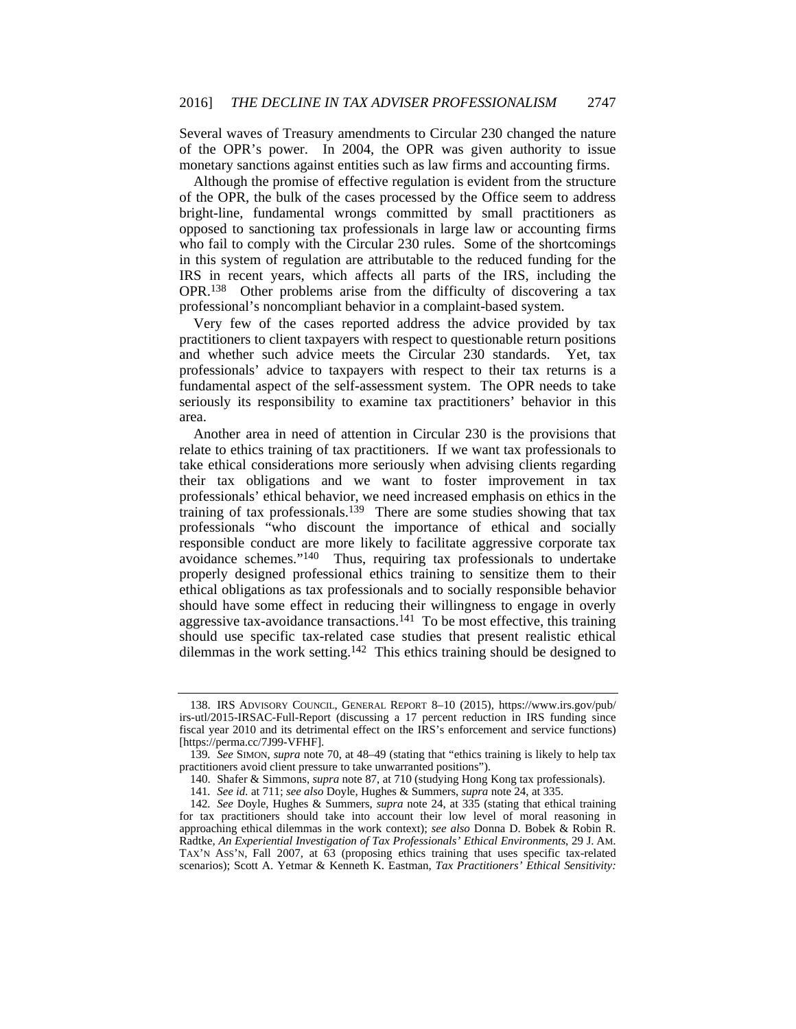Several waves of Treasury amendments to Circular 230 changed the nature of the OPR's power. In 2004, the OPR was given authority to issue monetary sanctions against entities such as law firms and accounting firms.

Although the promise of effective regulation is evident from the structure of the OPR, the bulk of the cases processed by the Office seem to address bright-line, fundamental wrongs committed by small practitioners as opposed to sanctioning tax professionals in large law or accounting firms who fail to comply with the Circular 230 rules. Some of the shortcomings in this system of regulation are attributable to the reduced funding for the IRS in recent years, which affects all parts of the IRS, including the OPR.[138] Other problems arise from the difficulty of discovering a tax professional's noncompliant behavior in a complaint-based system.

Very few of the cases reported address the advice provided by tax practitioners to client taxpayers with respect to questionable return positions and whether such advice meets the Circular 230 standards. Yet, tax professionals' advice to taxpayers with respect to their tax returns is a fundamental aspect of the self-assessment system. The OPR needs to take seriously its responsibility to examine tax practitioners' behavior in this area.

Another area in need of attention in Circular 230 is the provisions that relate to ethics training of tax practitioners. If we want tax professionals to take ethical considerations more seriously when advising clients regarding their tax obligations and we want to foster improvement in tax professionals' ethical behavior, we need increased emphasis on ethics in the training of tax professionals.[139] There are some studies showing that tax professionals "who discount the importance of ethical and socially responsible conduct are more likely to facilitate aggressive corporate tax avoidance schemes."[140] Thus, requiring tax professionals to undertake properly designed professional ethics training to sensitize them to their ethical obligations as tax professionals and to socially responsible behavior should have some effect in reducing their willingness to engage in overly aggressive tax-avoidance transactions.[141] To be most effective, this training should use specific tax-related case studies that present realistic ethical dilemmas in the work setting.[142] This ethics training should be designed to

---

138. IRS ADVISORY COUNCIL, GENERAL REPORT 8–10 (2015), https://www.irs.gov/pub/irs-utl/2015-IRSAC-Full-Report (discussing a 17 percent reduction in IRS funding since fiscal year 2010 and its detrimental effect on the IRS's enforcement and service functions) [https://perma.cc/7J99-VFHF].

139. *See* SIMON, *supra* note 70, at 48–49 (stating that "ethics training is likely to help tax practitioners avoid client pressure to take unwarranted positions").

140. Shafer & Simmons, *supra* note 87, at 710 (studying Hong Kong tax professionals).

141. *See id.* at 711; *see also* Doyle, Hughes & Summers, *supra* note 24, at 335.

142. *See* Doyle, Hughes & Summers, *supra* note 24, at 335 (stating that ethical training for tax practitioners should take into account their low level of moral reasoning in approaching ethical dilemmas in the work context); *see also* Donna D. Bobek & Robin R. Radtke, *An Experiential Investigation of Tax Professionals' Ethical Environments*, 29 J. AM. TAX'N ASS'N, Fall 2007, at 63 (proposing ethics training that uses specific tax-related scenarios); Scott A. Yetmar & Kenneth K. Eastman, *Tax Practitioners' Ethical Sensitivity:*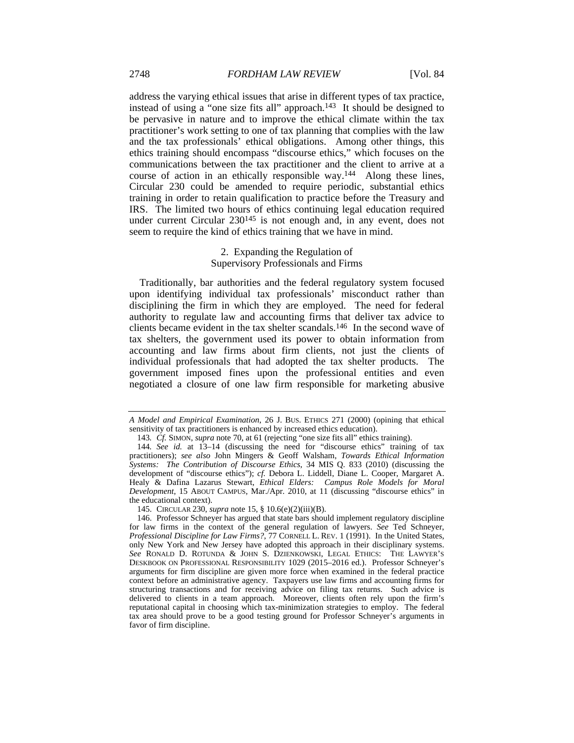address the varying ethical issues that arise in different types of tax practice, instead of using a "one size fits all" approach.[143] It should be designed to be pervasive in nature and to improve the ethical climate within the tax practitioner's work setting to one of tax planning that complies with the law and the tax professionals' ethical obligations. Among other things, this ethics training should encompass "discourse ethics," which focuses on the communications between the tax practitioner and the client to arrive at a course of action in an ethically responsible way.[144] Along these lines, Circular 230 could be amended to require periodic, substantial ethics training in order to retain qualification to practice before the Treasury and IRS. The limited two hours of ethics continuing legal education required under current Circular 230[145] is not enough and, in any event, does not seem to require the kind of ethics training that we have in mind.

### 2. Expanding the Regulation of Supervisory Professionals and Firms

Traditionally, bar authorities and the federal regulatory system focused upon identifying individual tax professionals' misconduct rather than disciplining the firm in which they are employed. The need for federal authority to regulate law and accounting firms that deliver tax advice to clients became evident in the tax shelter scandals.[146] In the second wave of tax shelters, the government used its power to obtain information from accounting and law firms about firm clients, not just the clients of individual professionals that had adopted the tax shelter products. The government imposed fines upon the professional entities and even negotiated a closure of one law firm responsible for marketing abusive

---

*A Model and Empirical Examination*, 26 J. BUS. ETHICS 271 (2000) (opining that ethical sensitivity of tax practitioners is enhanced by increased ethics education).

143. *Cf.* SIMON, *supra* note 70, at 61 (rejecting "one size fits all" ethics training).

144. *See id.* at 13–14 (discussing the need for "discourse ethics" training of tax practitioners); *see also* John Mingers & Geoff Walsham, *Towards Ethical Information Systems: The Contribution of Discourse Ethics*, 34 MIS Q. 833 (2010) (discussing the development of "discourse ethics"); *cf.* Debora L. Liddell, Diane L. Cooper, Margaret A. Healy & Dafina Lazarus Stewart, *Ethical Elders: Campus Role Models for Moral Development*, 15 ABOUT CAMPUS, Mar./Apr. 2010, at 11 (discussing "discourse ethics" in the educational context).

145. CIRCULAR 230, *supra* note 15, § 10.6(e)(2)(iii)(B).

146. Professor Schneyer has argued that state bars should implement regulatory discipline for law firms in the context of the general regulation of lawyers. *See* Ted Schneyer, *Professional Discipline for Law Firms?*, 77 CORNELL L. REV. 1 (1991). In the United States, only New York and New Jersey have adopted this approach in their disciplinary systems. *See* RONALD D. ROTUNDA & JOHN S. DZIENKOWSKI, LEGAL ETHICS: THE LAWYER'S DESKBOOK ON PROFESSIONAL RESPONSIBILITY 1029 (2015–2016 ed.). Professor Schneyer's arguments for firm discipline are given more force when examined in the federal practice context before an administrative agency. Taxpayers use law firms and accounting firms for structuring transactions and for receiving advice on filing tax returns. Such advice is delivered to clients in a team approach. Moreover, clients often rely upon the firm's reputational capital in choosing which tax-minimization strategies to employ. The federal tax area should prove to be a good testing ground for Professor Schneyer's arguments in favor of firm discipline.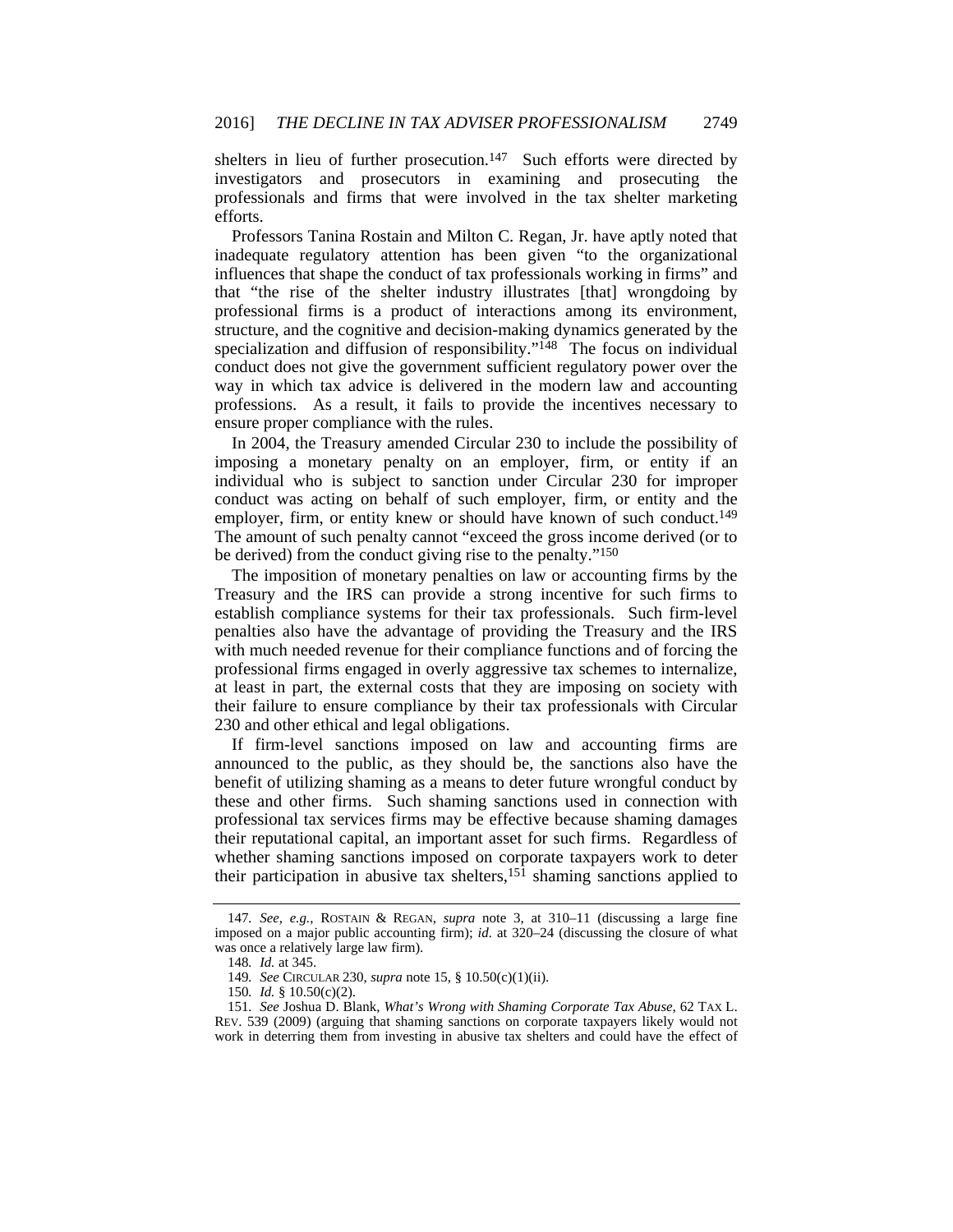shelters in lieu of further prosecution.[147] Such efforts were directed by investigators and prosecutors in examining and prosecuting the professionals and firms that were involved in the tax shelter marketing efforts.

Professors Tanina Rostain and Milton C. Regan, Jr. have aptly noted that inadequate regulatory attention has been given "to the organizational influences that shape the conduct of tax professionals working in firms" and that "the rise of the shelter industry illustrates [that] wrongdoing by professional firms is a product of interactions among its environment, structure, and the cognitive and decision-making dynamics generated by the specialization and diffusion of responsibility."[148] The focus on individual conduct does not give the government sufficient regulatory power over the way in which tax advice is delivered in the modern law and accounting professions. As a result, it fails to provide the incentives necessary to ensure proper compliance with the rules.

In 2004, the Treasury amended Circular 230 to include the possibility of imposing a monetary penalty on an employer, firm, or entity if an individual who is subject to sanction under Circular 230 for improper conduct was acting on behalf of such employer, firm, or entity and the employer, firm, or entity knew or should have known of such conduct.[149] The amount of such penalty cannot "exceed the gross income derived (or to be derived) from the conduct giving rise to the penalty."[150]

The imposition of monetary penalties on law or accounting firms by the Treasury and the IRS can provide a strong incentive for such firms to establish compliance systems for their tax professionals. Such firm-level penalties also have the advantage of providing the Treasury and the IRS with much needed revenue for their compliance functions and of forcing the professional firms engaged in overly aggressive tax schemes to internalize, at least in part, the external costs that they are imposing on society with their failure to ensure compliance by their tax professionals with Circular 230 and other ethical and legal obligations.

If firm-level sanctions imposed on law and accounting firms are announced to the public, as they should be, the sanctions also have the benefit of utilizing shaming as a means to deter future wrongful conduct by these and other firms. Such shaming sanctions used in connection with professional tax services firms may be effective because shaming damages their reputational capital, an important asset for such firms. Regardless of whether shaming sanctions imposed on corporate taxpayers work to deter their participation in abusive tax shelters,[151] shaming sanctions applied to

---

147. *See, e.g.*, ROSTAIN & REGAN, *supra* note 3, at 310–11 (discussing a large fine imposed on a major public accounting firm); *id.* at 320–24 (discussing the closure of what was once a relatively large law firm).

148. *Id.* at 345.

149. *See* CIRCULAR 230, *supra* note 15, § 10.50(c)(1)(ii).

150. *Id.* § 10.50(c)(2).

151. *See* Joshua D. Blank, *What's Wrong with Shaming Corporate Tax Abuse*, 62 TAX L. REV. 539 (2009) (arguing that shaming sanctions on corporate taxpayers likely would not work in deterring them from investing in abusive tax shelters and could have the effect of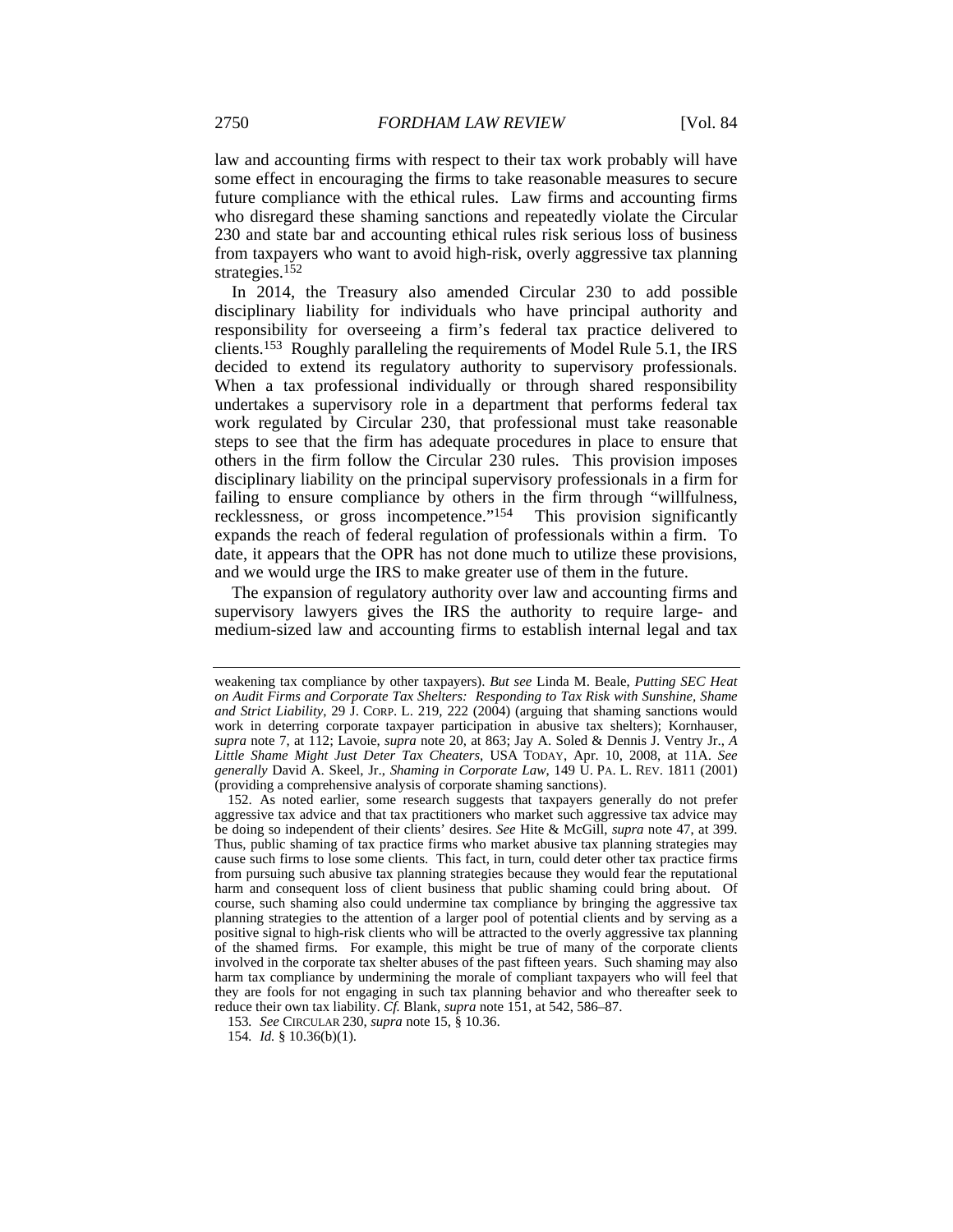law and accounting firms with respect to their tax work probably will have some effect in encouraging the firms to take reasonable measures to secure future compliance with the ethical rules. Law firms and accounting firms who disregard these shaming sanctions and repeatedly violate the Circular 230 and state bar and accounting ethical rules risk serious loss of business from taxpayers who want to avoid high-risk, overly aggressive tax planning strategies.[152]

In 2014, the Treasury also amended Circular 230 to add possible disciplinary liability for individuals who have principal authority and responsibility for overseeing a firm's federal tax practice delivered to clients.[153] Roughly paralleling the requirements of Model Rule 5.1, the IRS decided to extend its regulatory authority to supervisory professionals. When a tax professional individually or through shared responsibility undertakes a supervisory role in a department that performs federal tax work regulated by Circular 230, that professional must take reasonable steps to see that the firm has adequate procedures in place to ensure that others in the firm follow the Circular 230 rules. This provision imposes disciplinary liability on the principal supervisory professionals in a firm for failing to ensure compliance by others in the firm through "willfulness, recklessness, or gross incompetence."[154] This provision significantly expands the reach of federal regulation of professionals within a firm. To date, it appears that the OPR has not done much to utilize these provisions, and we would urge the IRS to make greater use of them in the future.

The expansion of regulatory authority over law and accounting firms and supervisory lawyers gives the IRS the authority to require large- and medium-sized law and accounting firms to establish internal legal and tax

---

weakening tax compliance by other taxpayers). *But see* Linda M. Beale, *Putting SEC Heat on Audit Firms and Corporate Tax Shelters: Responding to Tax Risk with Sunshine, Shame and Strict Liability*, 29 J. CORP. L. 219, 222 (2004) (arguing that shaming sanctions would work in deterring corporate taxpayer participation in abusive tax shelters); Kornhauser, *supra* note 7, at 112; Lavoie, *supra* note 20, at 863; Jay A. Soled & Dennis J. Ventry Jr., *A Little Shame Might Just Deter Tax Cheaters*, USA TODAY, Apr. 10, 2008, at 11A. *See generally* David A. Skeel, Jr., *Shaming in Corporate Law*, 149 U. PA. L. REV. 1811 (2001) (providing a comprehensive analysis of corporate shaming sanctions).

152. As noted earlier, some research suggests that taxpayers generally do not prefer aggressive tax advice and that tax practitioners who market such aggressive tax advice may be doing so independent of their clients' desires. *See* Hite & McGill, *supra* note 47, at 399. Thus, public shaming of tax practice firms who market abusive tax planning strategies may cause such firms to lose some clients. This fact, in turn, could deter other tax practice firms from pursuing such abusive tax planning strategies because they would fear the reputational harm and consequent loss of client business that public shaming could bring about. Of course, such shaming also could undermine tax compliance by bringing the aggressive tax planning strategies to the attention of a larger pool of potential clients and by serving as a positive signal to high-risk clients who will be attracted to the overly aggressive tax planning of the shamed firms. For example, this might be true of many of the corporate clients involved in the corporate tax shelter abuses of the past fifteen years. Such shaming may also harm tax compliance by undermining the morale of compliant taxpayers who will feel that they are fools for not engaging in such tax planning behavior and who thereafter seek to reduce their own tax liability. *Cf.* Blank, *supra* note 151, at 542, 586–87.

153. *See* CIRCULAR 230, *supra* note 15, § 10.36.

154. *Id.* § 10.36(b)(1).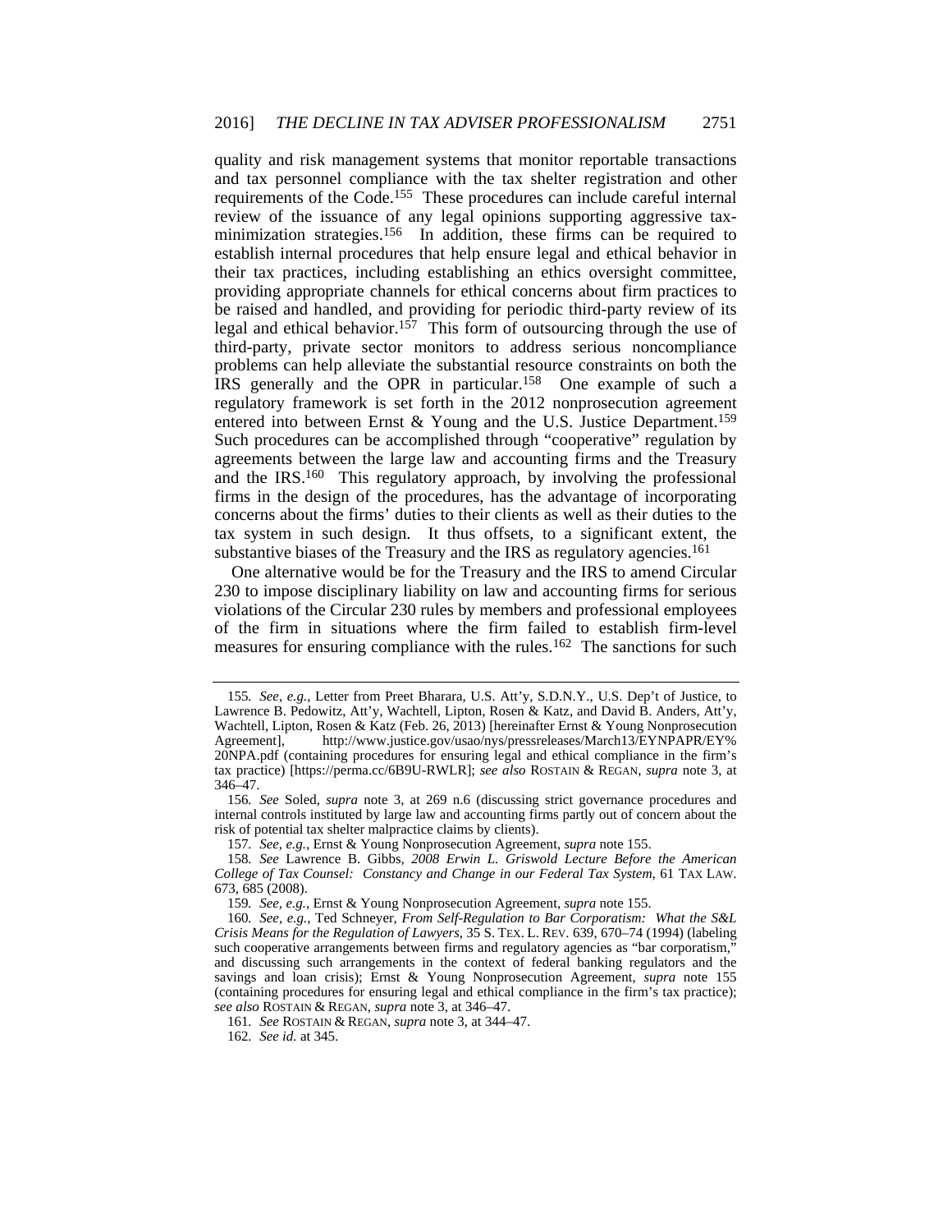quality and risk management systems that monitor reportable transactions and tax personnel compliance with the tax shelter registration and other requirements of the Code.[155] These procedures can include careful internal review of the issuance of any legal opinions supporting aggressive tax-minimization strategies.[156] In addition, these firms can be required to establish internal procedures that help ensure legal and ethical behavior in their tax practices, including establishing an ethics oversight committee, providing appropriate channels for ethical concerns about firm practices to be raised and handled, and providing for periodic third-party review of its legal and ethical behavior.[157] This form of outsourcing through the use of third-party, private sector monitors to address serious noncompliance problems can help alleviate the substantial resource constraints on both the IRS generally and the OPR in particular.[158] One example of such a regulatory framework is set forth in the 2012 nonprosecution agreement entered into between Ernst & Young and the U.S. Justice Department.[159] Such procedures can be accomplished through "cooperative" regulation by agreements between the large law and accounting firms and the Treasury and the IRS.[160] This regulatory approach, by involving the professional firms in the design of the procedures, has the advantage of incorporating concerns about the firms' duties to their clients as well as their duties to the tax system in such design. It thus offsets, to a significant extent, the substantive biases of the Treasury and the IRS as regulatory agencies.[161]

One alternative would be for the Treasury and the IRS to amend Circular 230 to impose disciplinary liability on law and accounting firms for serious violations of the Circular 230 rules by members and professional employees of the firm in situations where the firm failed to establish firm-level measures for ensuring compliance with the rules.[162] The sanctions for such

---

155. *See, e.g.*, Letter from Preet Bharara, U.S. Att'y, S.D.N.Y., U.S. Dep't of Justice, to Lawrence B. Pedowitz, Att'y, Wachtell, Lipton, Rosen & Katz, and David B. Anders, Att'y, Wachtell, Lipton, Rosen & Katz (Feb. 26, 2013) [hereinafter Ernst & Young Nonprosecution Agreement], http://www.justice.gov/usao/nys/pressreleases/March13/EYNPAPR/EY%20NPA.pdf (containing procedures for ensuring legal and ethical compliance in the firm's tax practice) [https://perma.cc/6B9U-RWLR]; *see also* ROSTAIN & REGAN, *supra* note 3, at 346–47.

156. *See* Soled, *supra* note 3, at 269 n.6 (discussing strict governance procedures and internal controls instituted by large law and accounting firms partly out of concern about the risk of potential tax shelter malpractice claims by clients).

157. *See, e.g.*, Ernst & Young Nonprosecution Agreement, *supra* note 155.

158. *See* Lawrence B. Gibbs, *2008 Erwin L. Griswold Lecture Before the American College of Tax Counsel: Constancy and Change in our Federal Tax System*, 61 TAX LAW. 673, 685 (2008).

159. *See, e.g.*, Ernst & Young Nonprosecution Agreement, *supra* note 155.

160. *See, e.g.*, Ted Schneyer, *From Self-Regulation to Bar Corporatism: What the S&L Crisis Means for the Regulation of Lawyers*, 35 S. TEX. L. REV. 639, 670–74 (1994) (labeling such cooperative arrangements between firms and regulatory agencies as "bar corporatism," and discussing such arrangements in the context of federal banking regulators and the savings and loan crisis); Ernst & Young Nonprosecution Agreement, *supra* note 155 (containing procedures for ensuring legal and ethical compliance in the firm's tax practice); *see also* ROSTAIN & REGAN, *supra* note 3, at 346–47.

161. *See* ROSTAIN & REGAN, *supra* note 3, at 344–47.

162. *See id.* at 345.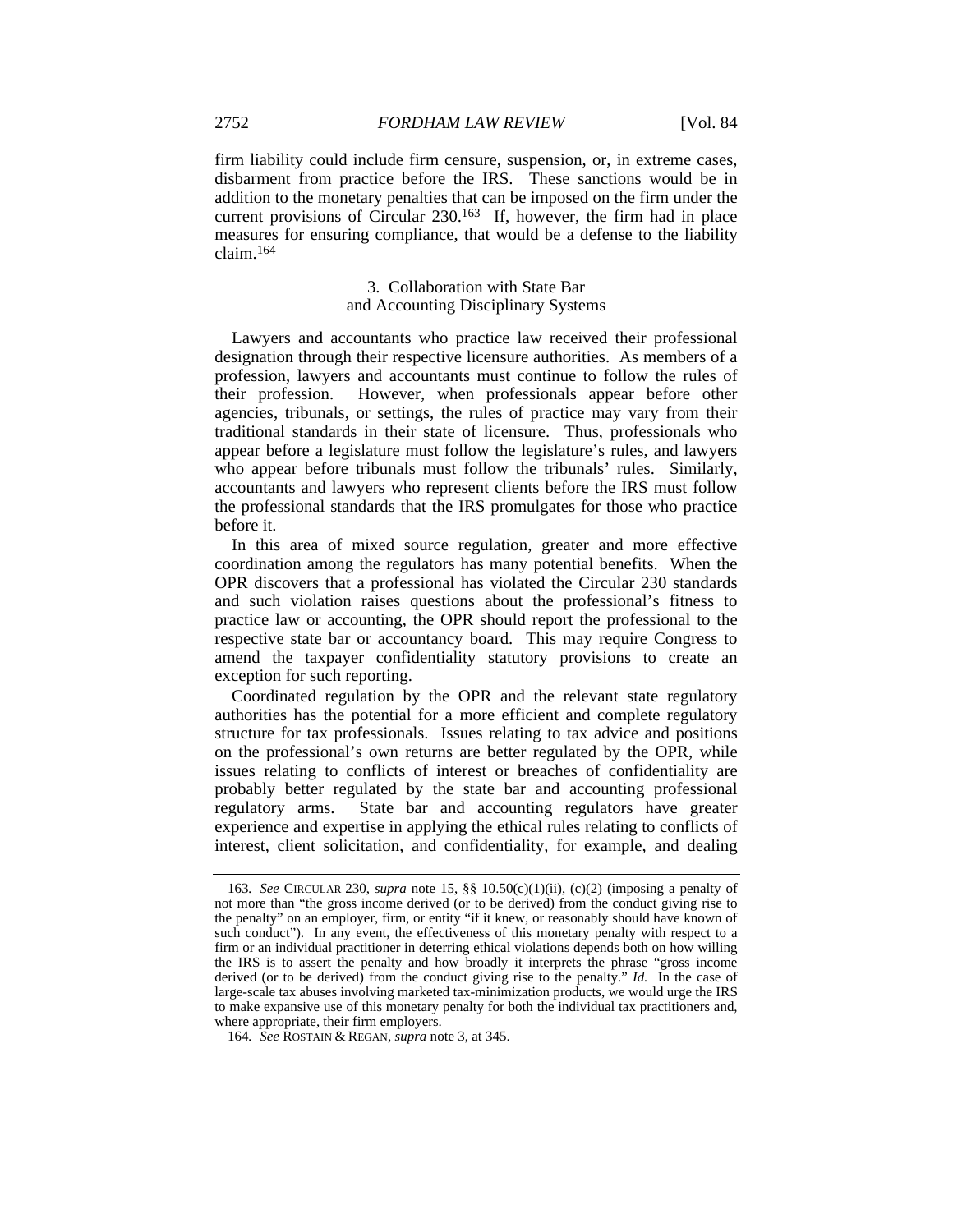firm liability could include firm censure, suspension, or, in extreme cases, disbarment from practice before the IRS. These sanctions would be in addition to the monetary penalties that can be imposed on the firm under the current provisions of Circular 230.[163] If, however, the firm had in place measures for ensuring compliance, that would be a defense to the liability claim.[164]

### 3. Collaboration with State Bar and Accounting Disciplinary Systems

Lawyers and accountants who practice law received their professional designation through their respective licensure authorities. As members of a profession, lawyers and accountants must continue to follow the rules of their profession. However, when professionals appear before other agencies, tribunals, or settings, the rules of practice may vary from their traditional standards in their state of licensure. Thus, professionals who appear before a legislature must follow the legislature's rules, and lawyers who appear before tribunals must follow the tribunals' rules. Similarly, accountants and lawyers who represent clients before the IRS must follow the professional standards that the IRS promulgates for those who practice before it.

In this area of mixed source regulation, greater and more effective coordination among the regulators has many potential benefits. When the OPR discovers that a professional has violated the Circular 230 standards and such violation raises questions about the professional's fitness to practice law or accounting, the OPR should report the professional to the respective state bar or accountancy board. This may require Congress to amend the taxpayer confidentiality statutory provisions to create an exception for such reporting.

Coordinated regulation by the OPR and the relevant state regulatory authorities has the potential for a more efficient and complete regulatory structure for tax professionals. Issues relating to tax advice and positions on the professional's own returns are better regulated by the OPR, while issues relating to conflicts of interest or breaches of confidentiality are probably better regulated by the state bar and accounting professional regulatory arms. State bar and accounting regulators have greater experience and expertise in applying the ethical rules relating to conflicts of interest, client solicitation, and confidentiality, for example, and dealing

---

163. *See* CIRCULAR 230, *supra* note 15, §§ 10.50(c)(1)(ii), (c)(2) (imposing a penalty of not more than "the gross income derived (or to be derived) from the conduct giving rise to the penalty" on an employer, firm, or entity "if it knew, or reasonably should have known of such conduct"). In any event, the effectiveness of this monetary penalty with respect to a firm or an individual practitioner in deterring ethical violations depends both on how willing the IRS is to assert the penalty and how broadly it interprets the phrase "gross income derived (or to be derived) from the conduct giving rise to the penalty." *Id.* In the case of large-scale tax abuses involving marketed tax-minimization products, we would urge the IRS to make expansive use of this monetary penalty for both the individual tax practitioners and, where appropriate, their firm employers.

164. *See* ROSTAIN & REGAN, *supra* note 3, at 345.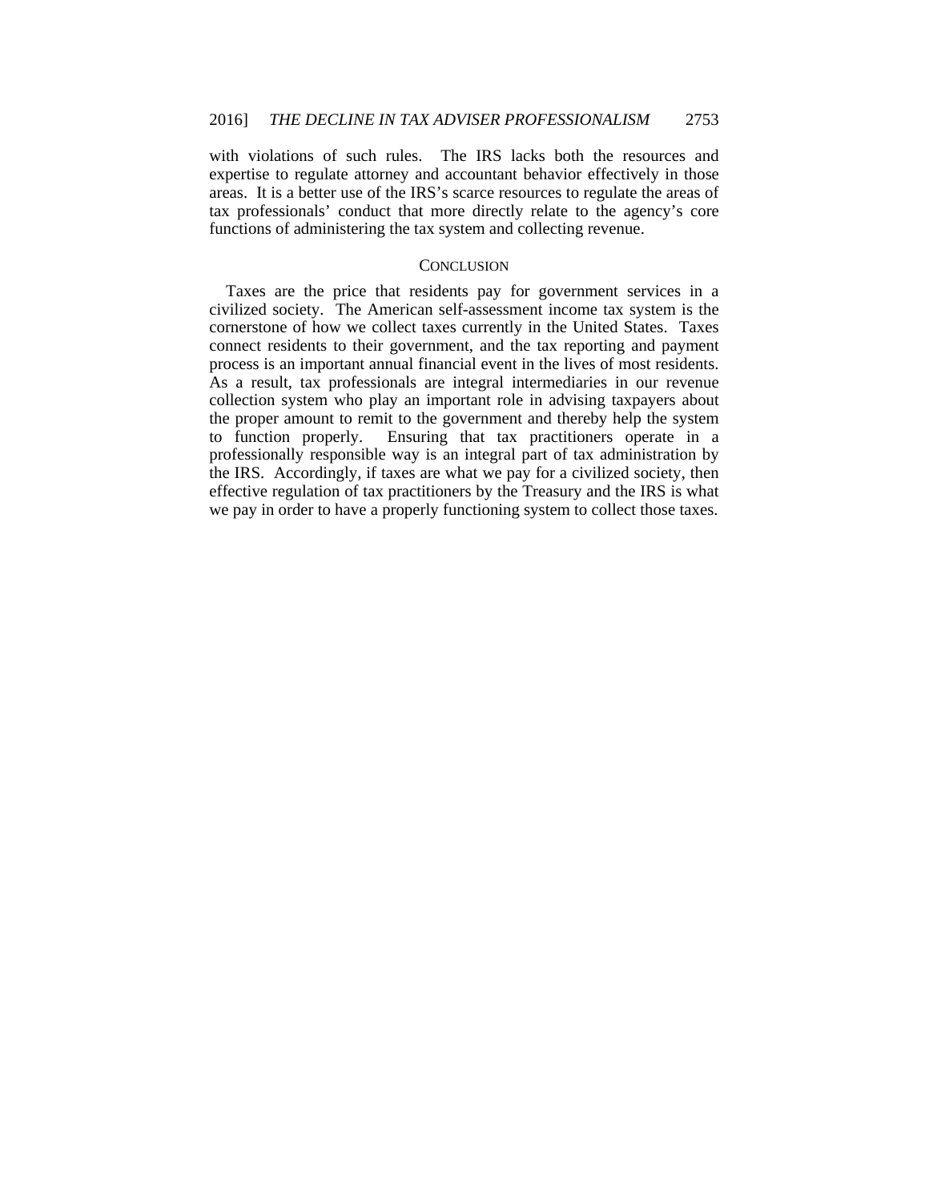with violations of such rules. The IRS lacks both the resources and expertise to regulate attorney and accountant behavior effectively in those areas. It is a better use of the IRS's scarce resources to regulate the areas of tax professionals' conduct that more directly relate to the agency's core functions of administering the tax system and collecting revenue.

## CONCLUSION

Taxes are the price that residents pay for government services in a civilized society. The American self-assessment income tax system is the cornerstone of how we collect taxes currently in the United States. Taxes connect residents to their government, and the tax reporting and payment process is an important annual financial event in the lives of most residents. As a result, tax professionals are integral intermediaries in our revenue collection system who play an important role in advising taxpayers about the proper amount to remit to the government and thereby help the system to function properly. Ensuring that tax practitioners operate in a professionally responsible way is an integral part of tax administration by the IRS. Accordingly, if taxes are what we pay for a civilized society, then effective regulation of tax practitioners by the Treasury and the IRS is what we pay in order to have a properly functioning system to collect those taxes.